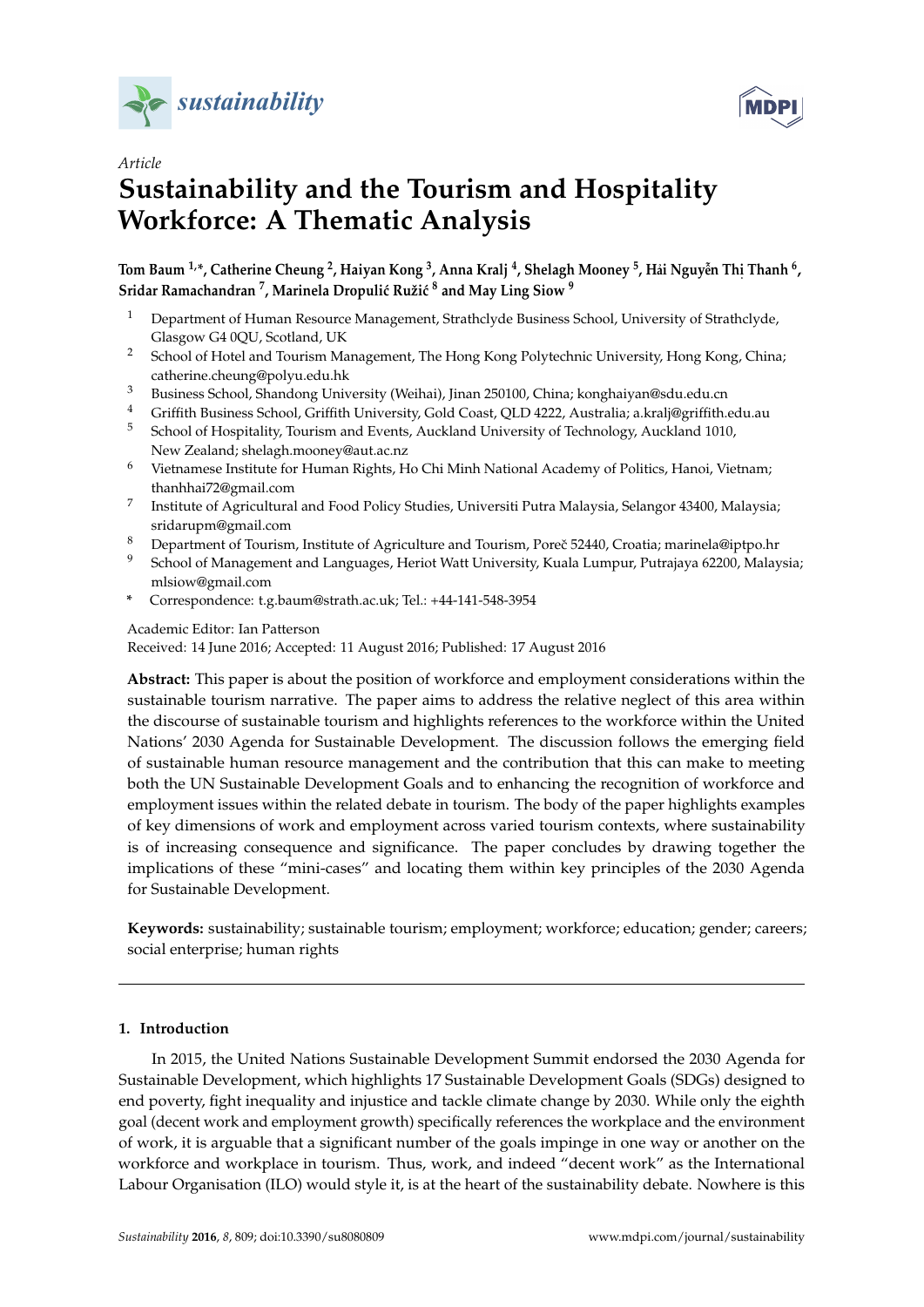*Article*

# Sustainability and the Tourism and Hospitality Workforce: A Thematic Analysis

**Tom Baum [1,*], Catherine Cheung [2], Haiyan Kong [3], Anna Kralj [4], Shelagh Mooney [5], Hải Nguyễn Thị Thanh [6], Sridar Ramachandran [7], Marinela Dropulić Ružić [8] and May Ling Siow [9]**

1. Department of Human Resource Management, Strathclyde Business School, University of Strathclyde, Glasgow G4 0QU, Scotland, UK
2. School of Hotel and Tourism Management, The Hong Kong Polytechnic University, Hong Kong, China; catherine.cheung@polyu.edu.hk
3. Business School, Shandong University (Weihai), Jinan 250100, China; konghaiyan@sdu.edu.cn
4. Griffith Business School, Griffith University, Gold Coast, QLD 4222, Australia; a.kralj@griffith.edu.au
5. School of Hospitality, Tourism and Events, Auckland University of Technology, Auckland 1010, New Zealand; shelagh.mooney@aut.ac.nz
6. Vietnamese Institute for Human Rights, Ho Chi Minh National Academy of Politics, Hanoi, Vietnam; thanhhai72@gmail.com
7. Institute of Agricultural and Food Policy Studies, Universiti Putra Malaysia, Selangor 43400, Malaysia; sridarupm@gmail.com
8. Department of Tourism, Institute of Agriculture and Tourism, Poreč 52440, Croatia; marinela@iptpo.hr
9. School of Management and Languages, Heriot Watt University, Kuala Lumpur, Putrajaya 62200, Malaysia; mlsiow@gmail.com

\* Correspondence: t.g.baum@strath.ac.uk; Tel.: +44-141-548-3954

Academic Editor: Ian Patterson

Received: 14 June 2016; Accepted: 11 August 2016; Published: 17 August 2016

**Abstract:** This paper is about the position of workforce and employment considerations within the sustainable tourism narrative. The paper aims to address the relative neglect of this area within the discourse of sustainable tourism and highlights references to the workforce within the United Nations' 2030 Agenda for Sustainable Development. The discussion follows the emerging field of sustainable human resource management and the contribution that this can make to meeting both the UN Sustainable Development Goals and to enhancing the recognition of workforce and employment issues within the related debate in tourism. The body of the paper highlights examples of key dimensions of work and employment across varied tourism contexts, where sustainability is of increasing consequence and significance. The paper concludes by drawing together the implications of these "mini-cases" and locating them within key principles of the 2030 Agenda for Sustainable Development.

**Keywords:** sustainability; sustainable tourism; employment; workforce; education; gender; careers; social enterprise; human rights

## 1. Introduction

In 2015, the United Nations Sustainable Development Summit endorsed the 2030 Agenda for Sustainable Development, which highlights 17 Sustainable Development Goals (SDGs) designed to end poverty, fight inequality and injustice and tackle climate change by 2030. While only the eighth goal (decent work and employment growth) specifically references the workplace and the environment of work, it is arguable that a significant number of the goals impinge in one way or another on the workforce and workplace in tourism. Thus, work, and indeed "decent work" as the International Labour Organisation (ILO) would style it, is at the heart of the sustainability debate. Nowhere is this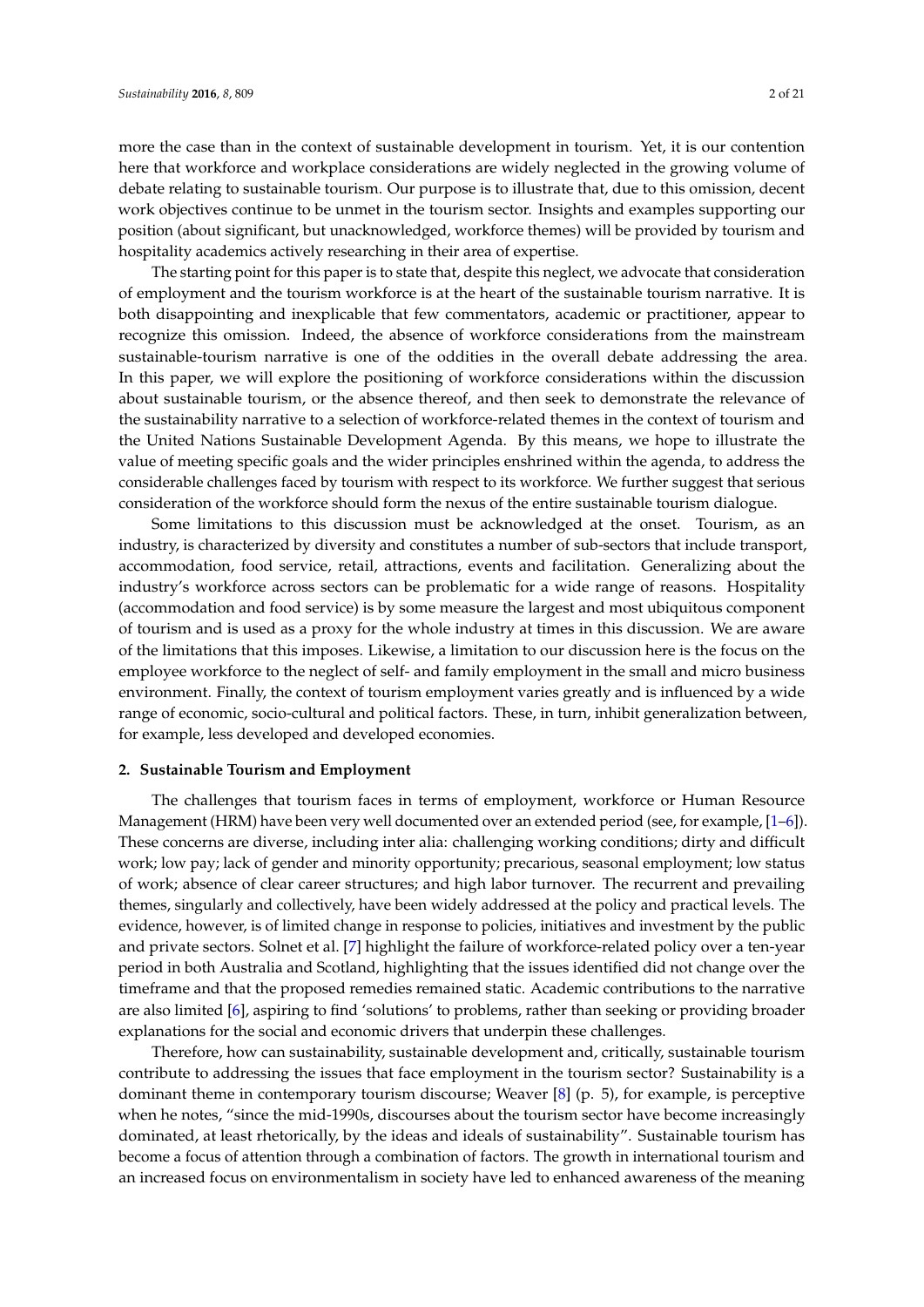more the case than in the context of sustainable development in tourism. Yet, it is our contention here that workforce and workplace considerations are widely neglected in the growing volume of debate relating to sustainable tourism. Our purpose is to illustrate that, due to this omission, decent work objectives continue to be unmet in the tourism sector. Insights and examples supporting our position (about significant, but unacknowledged, workforce themes) will be provided by tourism and hospitality academics actively researching in their area of expertise.

The starting point for this paper is to state that, despite this neglect, we advocate that consideration of employment and the tourism workforce is at the heart of the sustainable tourism narrative. It is both disappointing and inexplicable that few commentators, academic or practitioner, appear to recognize this omission. Indeed, the absence of workforce considerations from the mainstream sustainable-tourism narrative is one of the oddities in the overall debate addressing the area. In this paper, we will explore the positioning of workforce considerations within the discussion about sustainable tourism, or the absence thereof, and then seek to demonstrate the relevance of the sustainability narrative to a selection of workforce-related themes in the context of tourism and the United Nations Sustainable Development Agenda. By this means, we hope to illustrate the value of meeting specific goals and the wider principles enshrined within the agenda, to address the considerable challenges faced by tourism with respect to its workforce. We further suggest that serious consideration of the workforce should form the nexus of the entire sustainable tourism dialogue.

Some limitations to this discussion must be acknowledged at the onset. Tourism, as an industry, is characterized by diversity and constitutes a number of sub-sectors that include transport, accommodation, food service, retail, attractions, events and facilitation. Generalizing about the industry's workforce across sectors can be problematic for a wide range of reasons. Hospitality (accommodation and food service) is by some measure the largest and most ubiquitous component of tourism and is used as a proxy for the whole industry at times in this discussion. We are aware of the limitations that this imposes. Likewise, a limitation to our discussion here is the focus on the employee workforce to the neglect of self- and family employment in the small and micro business environment. Finally, the context of tourism employment varies greatly and is influenced by a wide range of economic, socio-cultural and political factors. These, in turn, inhibit generalization between, for example, less developed and developed economies.

## 2. Sustainable Tourism and Employment

The challenges that tourism faces in terms of employment, workforce or Human Resource Management (HRM) have been very well documented over an extended period (see, for example, [1–6]). These concerns are diverse, including inter alia: challenging working conditions; dirty and difficult work; low pay; lack of gender and minority opportunity; precarious, seasonal employment; low status of work; absence of clear career structures; and high labor turnover. The recurrent and prevailing themes, singularly and collectively, have been widely addressed at the policy and practical levels. The evidence, however, is of limited change in response to policies, initiatives and investment by the public and private sectors. Solnet et al. [7] highlight the failure of workforce-related policy over a ten-year period in both Australia and Scotland, highlighting that the issues identified did not change over the timeframe and that the proposed remedies remained static. Academic contributions to the narrative are also limited [6], aspiring to find 'solutions' to problems, rather than seeking or providing broader explanations for the social and economic drivers that underpin these challenges.

Therefore, how can sustainability, sustainable development and, critically, sustainable tourism contribute to addressing the issues that face employment in the tourism sector? Sustainability is a dominant theme in contemporary tourism discourse; Weaver [8] (p. 5), for example, is perceptive when he notes, "since the mid-1990s, discourses about the tourism sector have become increasingly dominated, at least rhetorically, by the ideas and ideals of sustainability". Sustainable tourism has become a focus of attention through a combination of factors. The growth in international tourism and an increased focus on environmentalism in society have led to enhanced awareness of the meaning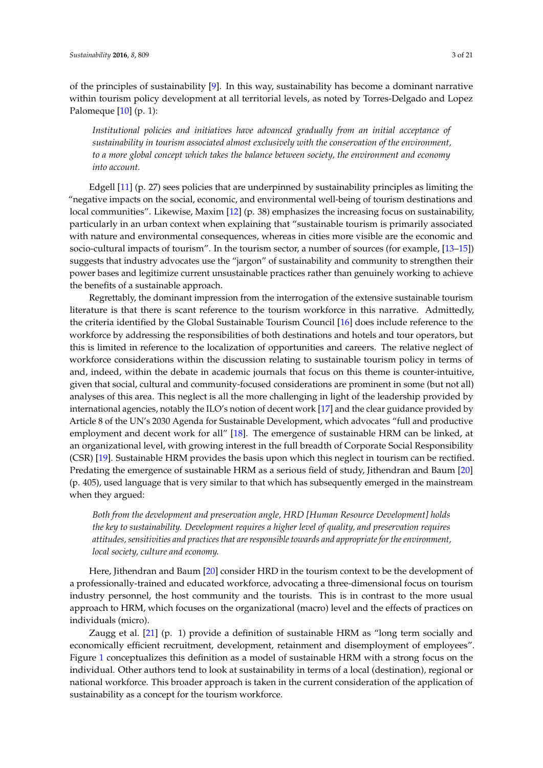of the principles of sustainability [9]. In this way, sustainability has become a dominant narrative within tourism policy development at all territorial levels, as noted by Torres-Delgado and Lopez Palomeque [10] (p. 1):

> *Institutional policies and initiatives have advanced gradually from an initial acceptance of sustainability in tourism associated almost exclusively with the conservation of the environment, to a more global concept which takes the balance between society, the environment and economy into account.*

Edgell [11] (p. 27) sees policies that are underpinned by sustainability principles as limiting the "negative impacts on the social, economic, and environmental well-being of tourism destinations and local communities". Likewise, Maxim [12] (p. 38) emphasizes the increasing focus on sustainability, particularly in an urban context when explaining that "sustainable tourism is primarily associated with nature and environmental consequences, whereas in cities more visible are the economic and socio-cultural impacts of tourism". In the tourism sector, a number of sources (for example, [13–15]) suggests that industry advocates use the "jargon" of sustainability and community to strengthen their power bases and legitimize current unsustainable practices rather than genuinely working to achieve the benefits of a sustainable approach.

Regrettably, the dominant impression from the interrogation of the extensive sustainable tourism literature is that there is scant reference to the tourism workforce in this narrative. Admittedly, the criteria identified by the Global Sustainable Tourism Council [16] does include reference to the workforce by addressing the responsibilities of both destinations and hotels and tour operators, but this is limited in reference to the localization of opportunities and careers. The relative neglect of workforce considerations within the discussion relating to sustainable tourism policy in terms of and, indeed, within the debate in academic journals that focus on this theme is counter-intuitive, given that social, cultural and community-focused considerations are prominent in some (but not all) analyses of this area. This neglect is all the more challenging in light of the leadership provided by international agencies, notably the ILO's notion of decent work [17] and the clear guidance provided by Article 8 of the UN's 2030 Agenda for Sustainable Development, which advocates "full and productive employment and decent work for all" [18]. The emergence of sustainable HRM can be linked, at an organizational level, with growing interest in the full breadth of Corporate Social Responsibility (CSR) [19]. Sustainable HRM provides the basis upon which this neglect in tourism can be rectified. Predating the emergence of sustainable HRM as a serious field of study, Jithendran and Baum [20] (p. 405), used language that is very similar to that which has subsequently emerged in the mainstream when they argued:

> *Both from the development and preservation angle, HRD [Human Resource Development] holds the key to sustainability. Development requires a higher level of quality, and preservation requires attitudes, sensitivities and practices that are responsible towards and appropriate for the environment, local society, culture and economy.*

Here, Jithendran and Baum [20] consider HRD in the tourism context to be the development of a professionally-trained and educated workforce, advocating a three-dimensional focus on tourism industry personnel, the host community and the tourists. This is in contrast to the more usual approach to HRM, which focuses on the organizational (macro) level and the effects of practices on individuals (micro).

Zaugg et al. [21] (p. 1) provide a definition of sustainable HRM as "long term socially and economically efficient recruitment, development, retainment and disemployment of employees". Figure 1 conceptualizes this definition as a model of sustainable HRM with a strong focus on the individual. Other authors tend to look at sustainability in terms of a local (destination), regional or national workforce. This broader approach is taken in the current consideration of the application of sustainability as a concept for the tourism workforce.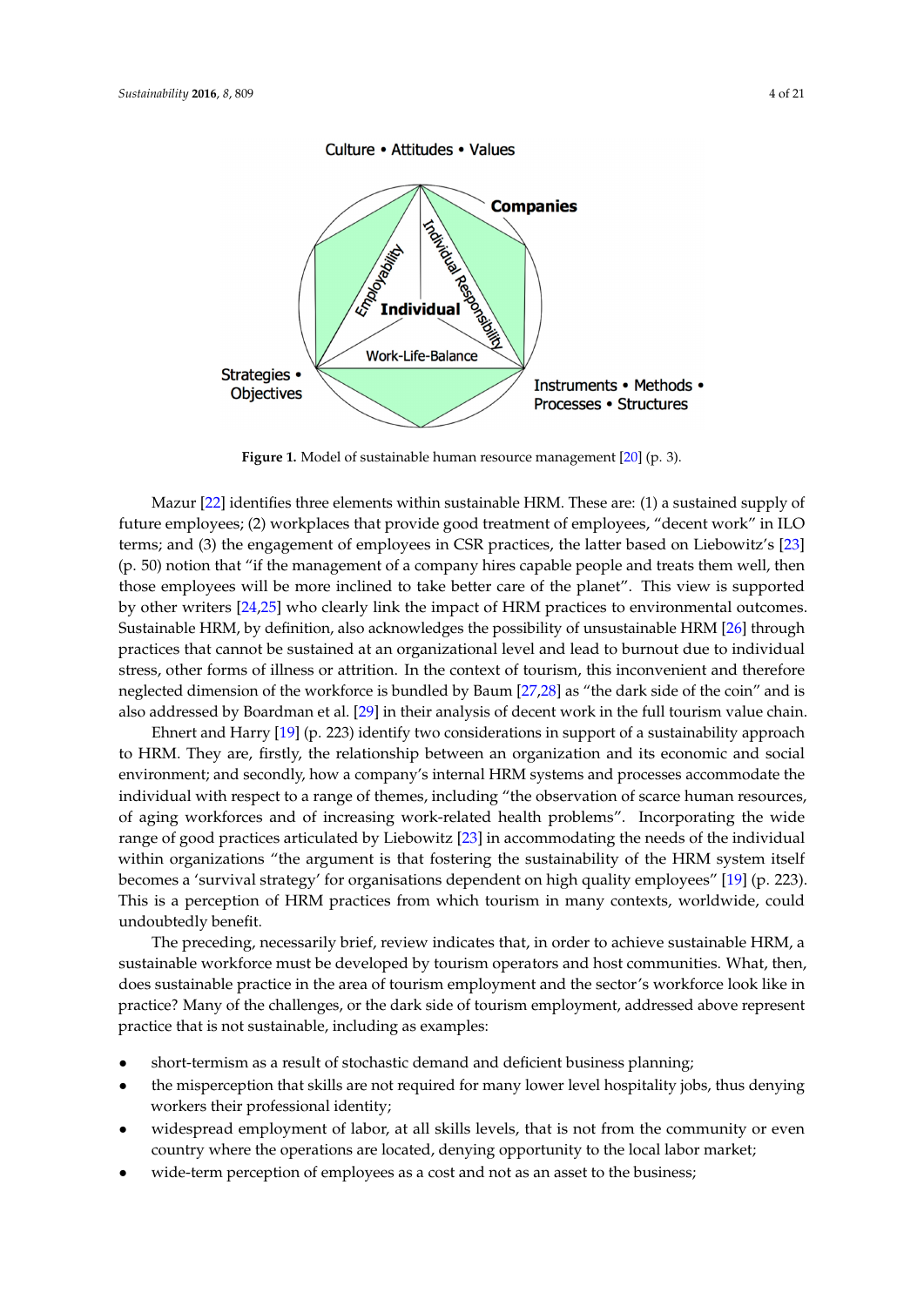Figure 1. Model of sustainable human resource management [20] (p. 3).

Mazur [22] identifies three elements within sustainable HRM. These are: (1) a sustained supply of future employees; (2) workplaces that provide good treatment of employees, "decent work" in ILO terms; and (3) the engagement of employees in CSR practices, the latter based on Liebowitz's [23] (p. 50) notion that "if the management of a company hires capable people and treats them well, then those employees will be more inclined to take better care of the planet". This view is supported by other writers [24,25] who clearly link the impact of HRM practices to environmental outcomes. Sustainable HRM, by definition, also acknowledges the possibility of unsustainable HRM [26] through practices that cannot be sustained at an organizational level and lead to burnout due to individual stress, other forms of illness or attrition. In the context of tourism, this inconvenient and therefore neglected dimension of the workforce is bundled by Baum [27,28] as "the dark side of the coin" and is also addressed by Boardman et al. [29] in their analysis of decent work in the full tourism value chain.

Ehnert and Harry [19] (p. 223) identify two considerations in support of a sustainability approach to HRM. They are, firstly, the relationship between an organization and its economic and social environment; and secondly, how a company's internal HRM systems and processes accommodate the individual with respect to a range of themes, including "the observation of scarce human resources, of aging workforces and of increasing work-related health problems". Incorporating the wide range of good practices articulated by Liebowitz [23] in accommodating the needs of the individual within organizations "the argument is that fostering the sustainability of the HRM system itself becomes a 'survival strategy' for organisations dependent on high quality employees" [19] (p. 223). This is a perception of HRM practices from which tourism in many contexts, worldwide, could undoubtedly benefit.

The preceding, necessarily brief, review indicates that, in order to achieve sustainable HRM, a sustainable workforce must be developed by tourism operators and host communities. What, then, does sustainable practice in the area of tourism employment and the sector's workforce look like in practice? Many of the challenges, or the dark side of tourism employment, addressed above represent practice that is not sustainable, including as examples:

- short-termism as a result of stochastic demand and deficient business planning;
- the misperception that skills are not required for many lower level hospitality jobs, thus denying workers their professional identity;
- widespread employment of labor, at all skills levels, that is not from the community or even country where the operations are located, denying opportunity to the local labor market;
- wide-term perception of employees as a cost and not as an asset to the business;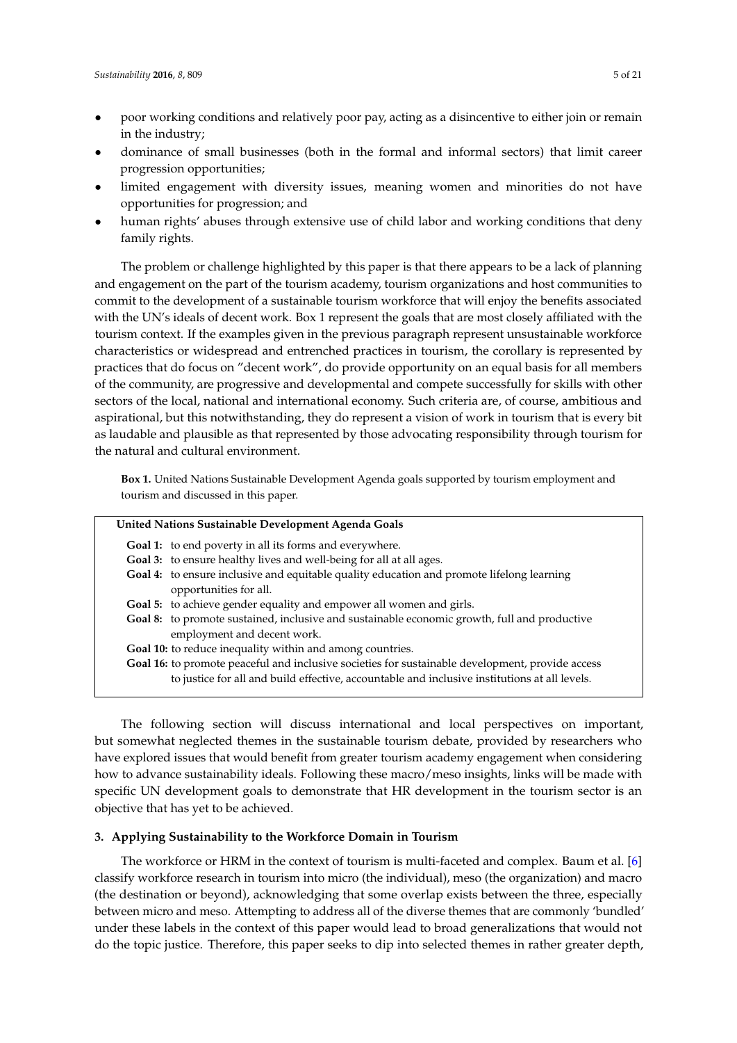- poor working conditions and relatively poor pay, acting as a disincentive to either join or remain in the industry;
- dominance of small businesses (both in the formal and informal sectors) that limit career progression opportunities;
- limited engagement with diversity issues, meaning women and minorities do not have opportunities for progression; and
- human rights' abuses through extensive use of child labor and working conditions that deny family rights.

The problem or challenge highlighted by this paper is that there appears to be a lack of planning and engagement on the part of the tourism academy, tourism organizations and host communities to commit to the development of a sustainable tourism workforce that will enjoy the benefits associated with the UN's ideals of decent work. Box 1 represent the goals that are most closely affiliated with the tourism context. If the examples given in the previous paragraph represent unsustainable workforce characteristics or widespread and entrenched practices in tourism, the corollary is represented by practices that do focus on "decent work", do provide opportunity on an equal basis for all members of the community, are progressive and developmental and compete successfully for skills with other sectors of the local, national and international economy. Such criteria are, of course, ambitious and aspirational, but this notwithstanding, they do represent a vision of work in tourism that is every bit as laudable and plausible as that represented by those advocating responsibility through tourism for the natural and cultural environment.

**Box 1.** United Nations Sustainable Development Agenda goals supported by tourism employment and tourism and discussed in this paper.

**United Nations Sustainable Development Agenda Goals**

- **Goal 1:** to end poverty in all its forms and everywhere.
- **Goal 3:** to ensure healthy lives and well-being for all at all ages.
- **Goal 4:** to ensure inclusive and equitable quality education and promote lifelong learning opportunities for all.
- **Goal 5:** to achieve gender equality and empower all women and girls.
- **Goal 8:** to promote sustained, inclusive and sustainable economic growth, full and productive employment and decent work.
- **Goal 10:** to reduce inequality within and among countries.
- **Goal 16:** to promote peaceful and inclusive societies for sustainable development, provide access to justice for all and build effective, accountable and inclusive institutions at all levels.

The following section will discuss international and local perspectives on important, but somewhat neglected themes in the sustainable tourism debate, provided by researchers who have explored issues that would benefit from greater tourism academy engagement when considering how to advance sustainability ideals. Following these macro/meso insights, links will be made with specific UN development goals to demonstrate that HR development in the tourism sector is an objective that has yet to be achieved.

## 3. Applying Sustainability to the Workforce Domain in Tourism

The workforce or HRM in the context of tourism is multi-faceted and complex. Baum et al. [6] classify workforce research in tourism into micro (the individual), meso (the organization) and macro (the destination or beyond), acknowledging that some overlap exists between the three, especially between micro and meso. Attempting to address all of the diverse themes that are commonly 'bundled' under these labels in the context of this paper would lead to broad generalizations that would not do the topic justice. Therefore, this paper seeks to dip into selected themes in rather greater depth,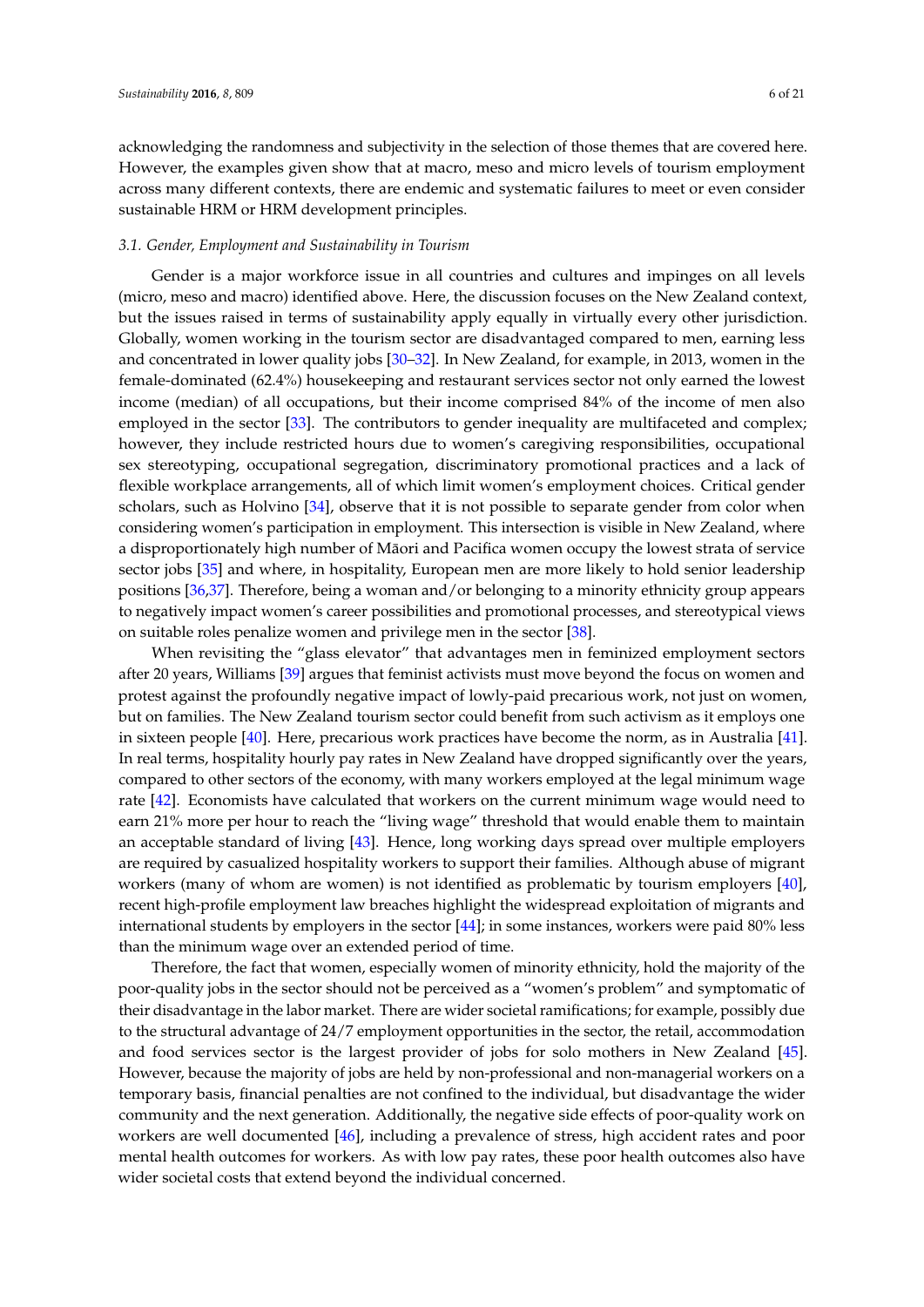acknowledging the randomness and subjectivity in the selection of those themes that are covered here. However, the examples given show that at macro, meso and micro levels of tourism employment across many different contexts, there are endemic and systematic failures to meet or even consider sustainable HRM or HRM development principles.

### *3.1. Gender, Employment and Sustainability in Tourism*

Gender is a major workforce issue in all countries and cultures and impinges on all levels (micro, meso and macro) identified above. Here, the discussion focuses on the New Zealand context, but the issues raised in terms of sustainability apply equally in virtually every other jurisdiction. Globally, women working in the tourism sector are disadvantaged compared to men, earning less and concentrated in lower quality jobs [30–32]. In New Zealand, for example, in 2013, women in the female-dominated (62.4%) housekeeping and restaurant services sector not only earned the lowest income (median) of all occupations, but their income comprised 84% of the income of men also employed in the sector [33]. The contributors to gender inequality are multifaceted and complex; however, they include restricted hours due to women's caregiving responsibilities, occupational sex stereotyping, occupational segregation, discriminatory promotional practices and a lack of flexible workplace arrangements, all of which limit women's employment choices. Critical gender scholars, such as Holvino [34], observe that it is not possible to separate gender from color when considering women's participation in employment. This intersection is visible in New Zealand, where a disproportionately high number of Māori and Pacifica women occupy the lowest strata of service sector jobs [35] and where, in hospitality, European men are more likely to hold senior leadership positions [36,37]. Therefore, being a woman and/or belonging to a minority ethnicity group appears to negatively impact women's career possibilities and promotional processes, and stereotypical views on suitable roles penalize women and privilege men in the sector [38].

When revisiting the "glass elevator" that advantages men in feminized employment sectors after 20 years, Williams [39] argues that feminist activists must move beyond the focus on women and protest against the profoundly negative impact of lowly-paid precarious work, not just on women, but on families. The New Zealand tourism sector could benefit from such activism as it employs one in sixteen people [40]. Here, precarious work practices have become the norm, as in Australia [41]. In real terms, hospitality hourly pay rates in New Zealand have dropped significantly over the years, compared to other sectors of the economy, with many workers employed at the legal minimum wage rate [42]. Economists have calculated that workers on the current minimum wage would need to earn 21% more per hour to reach the "living wage" threshold that would enable them to maintain an acceptable standard of living [43]. Hence, long working days spread over multiple employers are required by casualized hospitality workers to support their families. Although abuse of migrant workers (many of whom are women) is not identified as problematic by tourism employers [40], recent high-profile employment law breaches highlight the widespread exploitation of migrants and international students by employers in the sector [44]; in some instances, workers were paid 80% less than the minimum wage over an extended period of time.

Therefore, the fact that women, especially women of minority ethnicity, hold the majority of the poor-quality jobs in the sector should not be perceived as a "women's problem" and symptomatic of their disadvantage in the labor market. There are wider societal ramifications; for example, possibly due to the structural advantage of 24/7 employment opportunities in the sector, the retail, accommodation and food services sector is the largest provider of jobs for solo mothers in New Zealand [45]. However, because the majority of jobs are held by non-professional and non-managerial workers on a temporary basis, financial penalties are not confined to the individual, but disadvantage the wider community and the next generation. Additionally, the negative side effects of poor-quality work on workers are well documented [46], including a prevalence of stress, high accident rates and poor mental health outcomes for workers. As with low pay rates, these poor health outcomes also have wider societal costs that extend beyond the individual concerned.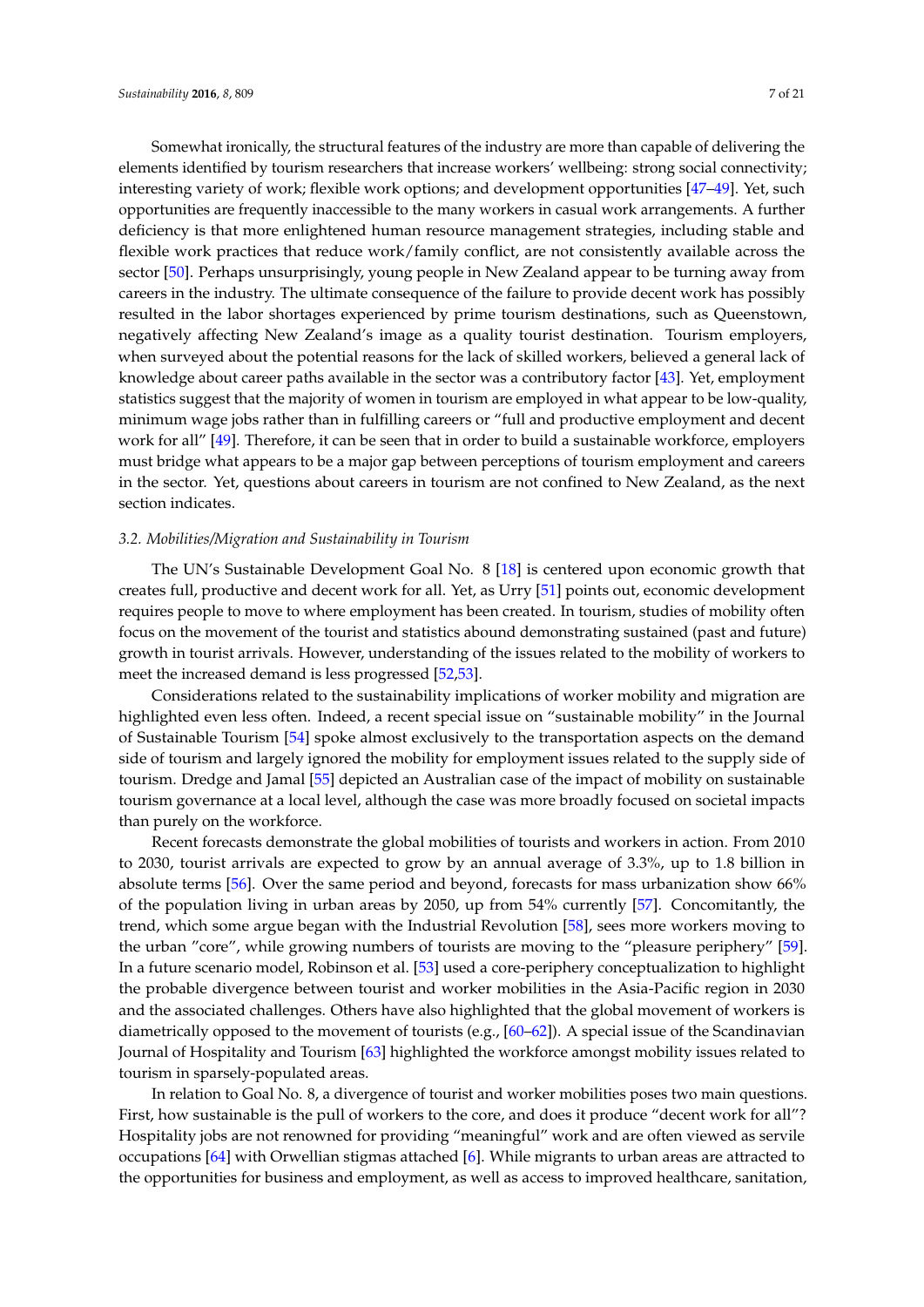Somewhat ironically, the structural features of the industry are more than capable of delivering the elements identified by tourism researchers that increase workers' wellbeing: strong social connectivity; interesting variety of work; flexible work options; and development opportunities [47–49]. Yet, such opportunities are frequently inaccessible to the many workers in casual work arrangements. A further deficiency is that more enlightened human resource management strategies, including stable and flexible work practices that reduce work/family conflict, are not consistently available across the sector [50]. Perhaps unsurprisingly, young people in New Zealand appear to be turning away from careers in the industry. The ultimate consequence of the failure to provide decent work has possibly resulted in the labor shortages experienced by prime tourism destinations, such as Queenstown, negatively affecting New Zealand's image as a quality tourist destination. Tourism employers, when surveyed about the potential reasons for the lack of skilled workers, believed a general lack of knowledge about career paths available in the sector was a contributory factor [43]. Yet, employment statistics suggest that the majority of women in tourism are employed in what appear to be low-quality, minimum wage jobs rather than in fulfilling careers or "full and productive employment and decent work for all" [49]. Therefore, it can be seen that in order to build a sustainable workforce, employers must bridge what appears to be a major gap between perceptions of tourism employment and careers in the sector. Yet, questions about careers in tourism are not confined to New Zealand, as the next section indicates.

### *3.2. Mobilities/Migration and Sustainability in Tourism*

The UN's Sustainable Development Goal No. 8 [18] is centered upon economic growth that creates full, productive and decent work for all. Yet, as Urry [51] points out, economic development requires people to move to where employment has been created. In tourism, studies of mobility often focus on the movement of the tourist and statistics abound demonstrating sustained (past and future) growth in tourist arrivals. However, understanding of the issues related to the mobility of workers to meet the increased demand is less progressed [52,53].

Considerations related to the sustainability implications of worker mobility and migration are highlighted even less often. Indeed, a recent special issue on "sustainable mobility" in the Journal of Sustainable Tourism [54] spoke almost exclusively to the transportation aspects on the demand side of tourism and largely ignored the mobility for employment issues related to the supply side of tourism. Dredge and Jamal [55] depicted an Australian case of the impact of mobility on sustainable tourism governance at a local level, although the case was more broadly focused on societal impacts than purely on the workforce.

Recent forecasts demonstrate the global mobilities of tourists and workers in action. From 2010 to 2030, tourist arrivals are expected to grow by an annual average of 3.3%, up to 1.8 billion in absolute terms [56]. Over the same period and beyond, forecasts for mass urbanization show 66% of the population living in urban areas by 2050, up from 54% currently [57]. Concomitantly, the trend, which some argue began with the Industrial Revolution [58], sees more workers moving to the urban "core", while growing numbers of tourists are moving to the "pleasure periphery" [59]. In a future scenario model, Robinson et al. [53] used a core-periphery conceptualization to highlight the probable divergence between tourist and worker mobilities in the Asia-Pacific region in 2030 and the associated challenges. Others have also highlighted that the global movement of workers is diametrically opposed to the movement of tourists (e.g., [60–62]). A special issue of the Scandinavian Journal of Hospitality and Tourism [63] highlighted the workforce amongst mobility issues related to tourism in sparsely-populated areas.

In relation to Goal No. 8, a divergence of tourist and worker mobilities poses two main questions. First, how sustainable is the pull of workers to the core, and does it produce "decent work for all"? Hospitality jobs are not renowned for providing "meaningful" work and are often viewed as servile occupations [64] with Orwellian stigmas attached [6]. While migrants to urban areas are attracted to the opportunities for business and employment, as well as access to improved healthcare, sanitation,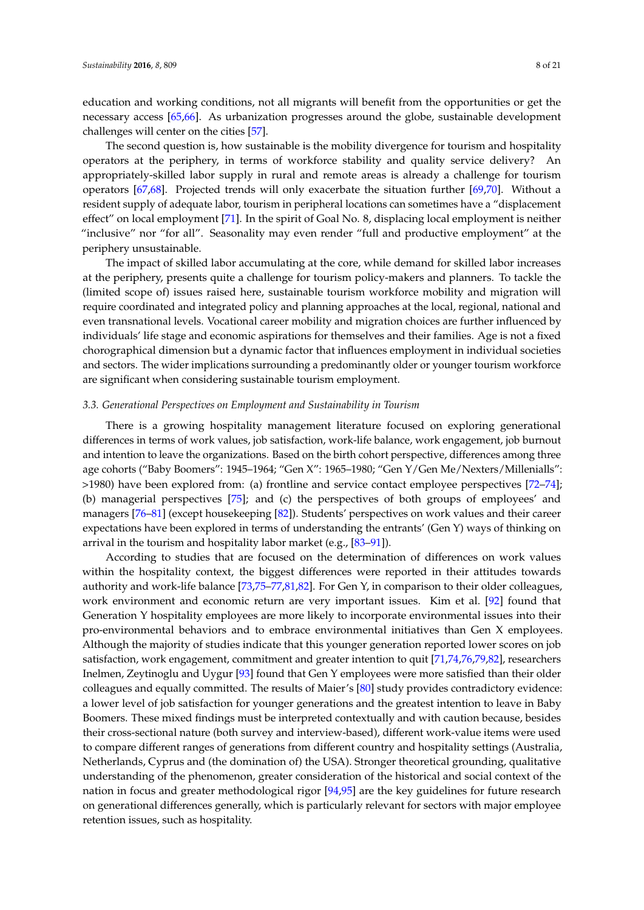education and working conditions, not all migrants will benefit from the opportunities or get the necessary access [65,66]. As urbanization progresses around the globe, sustainable development challenges will center on the cities [57].

The second question is, how sustainable is the mobility divergence for tourism and hospitality operators at the periphery, in terms of workforce stability and quality service delivery? An appropriately-skilled labor supply in rural and remote areas is already a challenge for tourism operators [67,68]. Projected trends will only exacerbate the situation further [69,70]. Without a resident supply of adequate labor, tourism in peripheral locations can sometimes have a "displacement effect" on local employment [71]. In the spirit of Goal No. 8, displacing local employment is neither "inclusive" nor "for all". Seasonality may even render "full and productive employment" at the periphery unsustainable.

The impact of skilled labor accumulating at the core, while demand for skilled labor increases at the periphery, presents quite a challenge for tourism policy-makers and planners. To tackle the (limited scope of) issues raised here, sustainable tourism workforce mobility and migration will require coordinated and integrated policy and planning approaches at the local, regional, national and even transnational levels. Vocational career mobility and migration choices are further influenced by individuals' life stage and economic aspirations for themselves and their families. Age is not a fixed chorographical dimension but a dynamic factor that influences employment in individual societies and sectors. The wider implications surrounding a predominantly older or younger tourism workforce are significant when considering sustainable tourism employment.

### *3.3. Generational Perspectives on Employment and Sustainability in Tourism*

There is a growing hospitality management literature focused on exploring generational differences in terms of work values, job satisfaction, work-life balance, work engagement, job burnout and intention to leave the organizations. Based on the birth cohort perspective, differences among three age cohorts ("Baby Boomers": 1945–1964; "Gen X": 1965–1980; "Gen Y/Gen Me/Nexters/Millenialls": >1980) have been explored from: (a) frontline and service contact employee perspectives [72–74]; (b) managerial perspectives [75]; and (c) the perspectives of both groups of employees' and managers [76–81] (except housekeeping [82]). Students' perspectives on work values and their career expectations have been explored in terms of understanding the entrants' (Gen Y) ways of thinking on arrival in the tourism and hospitality labor market (e.g., [83–91]).

According to studies that are focused on the determination of differences on work values within the hospitality context, the biggest differences were reported in their attitudes towards authority and work-life balance [73,75–77,81,82]. For Gen Y, in comparison to their older colleagues, work environment and economic return are very important issues. Kim et al. [92] found that Generation Y hospitality employees are more likely to incorporate environmental issues into their pro-environmental behaviors and to embrace environmental initiatives than Gen X employees. Although the majority of studies indicate that this younger generation reported lower scores on job satisfaction, work engagement, commitment and greater intention to quit [71,74,76,79,82], researchers Inelmen, Zeytinoglu and Uygur [93] found that Gen Y employees were more satisfied than their older colleagues and equally committed. The results of Maier's [80] study provides contradictory evidence: a lower level of job satisfaction for younger generations and the greatest intention to leave in Baby Boomers. These mixed findings must be interpreted contextually and with caution because, besides their cross-sectional nature (both survey and interview-based), different work-value items were used to compare different ranges of generations from different country and hospitality settings (Australia, Netherlands, Cyprus and (the domination of) the USA). Stronger theoretical grounding, qualitative understanding of the phenomenon, greater consideration of the historical and social context of the nation in focus and greater methodological rigor [94,95] are the key guidelines for future research on generational differences generally, which is particularly relevant for sectors with major employee retention issues, such as hospitality.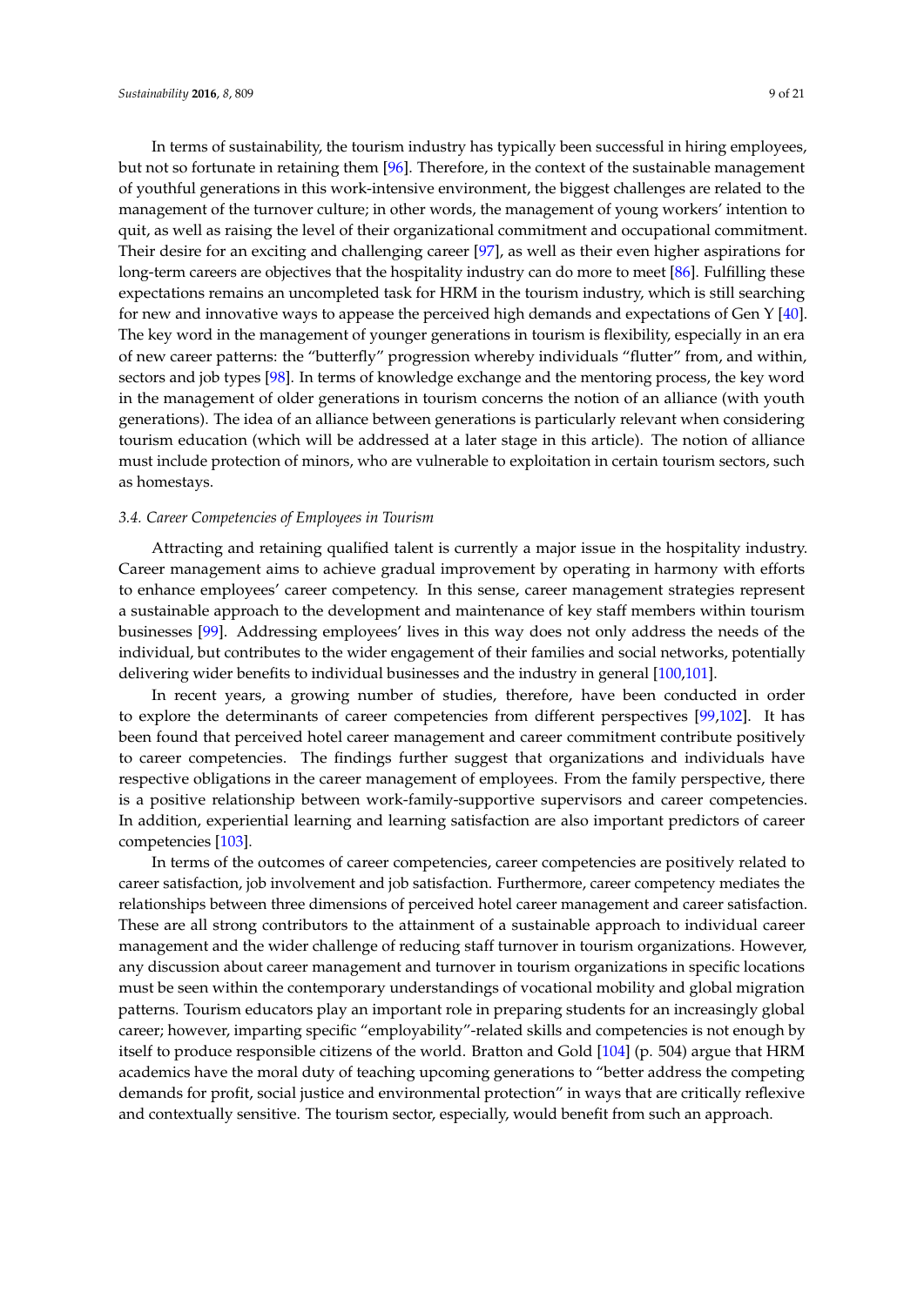In terms of sustainability, the tourism industry has typically been successful in hiring employees, but not so fortunate in retaining them [96]. Therefore, in the context of the sustainable management of youthful generations in this work-intensive environment, the biggest challenges are related to the management of the turnover culture; in other words, the management of young workers' intention to quit, as well as raising the level of their organizational commitment and occupational commitment. Their desire for an exciting and challenging career [97], as well as their even higher aspirations for long-term careers are objectives that the hospitality industry can do more to meet [86]. Fulfilling these expectations remains an uncompleted task for HRM in the tourism industry, which is still searching for new and innovative ways to appease the perceived high demands and expectations of Gen Y [40]. The key word in the management of younger generations in tourism is flexibility, especially in an era of new career patterns: the "butterfly" progression whereby individuals "flutter" from, and within, sectors and job types [98]. In terms of knowledge exchange and the mentoring process, the key word in the management of older generations in tourism concerns the notion of an alliance (with youth generations). The idea of an alliance between generations is particularly relevant when considering tourism education (which will be addressed at a later stage in this article). The notion of alliance must include protection of minors, who are vulnerable to exploitation in certain tourism sectors, such as homestays.

### 3.4. Career Competencies of Employees in Tourism

Attracting and retaining qualified talent is currently a major issue in the hospitality industry. Career management aims to achieve gradual improvement by operating in harmony with efforts to enhance employees' career competency. In this sense, career management strategies represent a sustainable approach to the development and maintenance of key staff members within tourism businesses [99]. Addressing employees' lives in this way does not only address the needs of the individual, but contributes to the wider engagement of their families and social networks, potentially delivering wider benefits to individual businesses and the industry in general [100,101].

In recent years, a growing number of studies, therefore, have been conducted in order to explore the determinants of career competencies from different perspectives [99,102]. It has been found that perceived hotel career management and career commitment contribute positively to career competencies. The findings further suggest that organizations and individuals have respective obligations in the career management of employees. From the family perspective, there is a positive relationship between work-family-supportive supervisors and career competencies. In addition, experiential learning and learning satisfaction are also important predictors of career competencies [103].

In terms of the outcomes of career competencies, career competencies are positively related to career satisfaction, job involvement and job satisfaction. Furthermore, career competency mediates the relationships between three dimensions of perceived hotel career management and career satisfaction. These are all strong contributors to the attainment of a sustainable approach to individual career management and the wider challenge of reducing staff turnover in tourism organizations. However, any discussion about career management and turnover in tourism organizations in specific locations must be seen within the contemporary understandings of vocational mobility and global migration patterns. Tourism educators play an important role in preparing students for an increasingly global career; however, imparting specific "employability"-related skills and competencies is not enough by itself to produce responsible citizens of the world. Bratton and Gold [104] (p. 504) argue that HRM academics have the moral duty of teaching upcoming generations to "better address the competing demands for profit, social justice and environmental protection" in ways that are critically reflexive and contextually sensitive. The tourism sector, especially, would benefit from such an approach.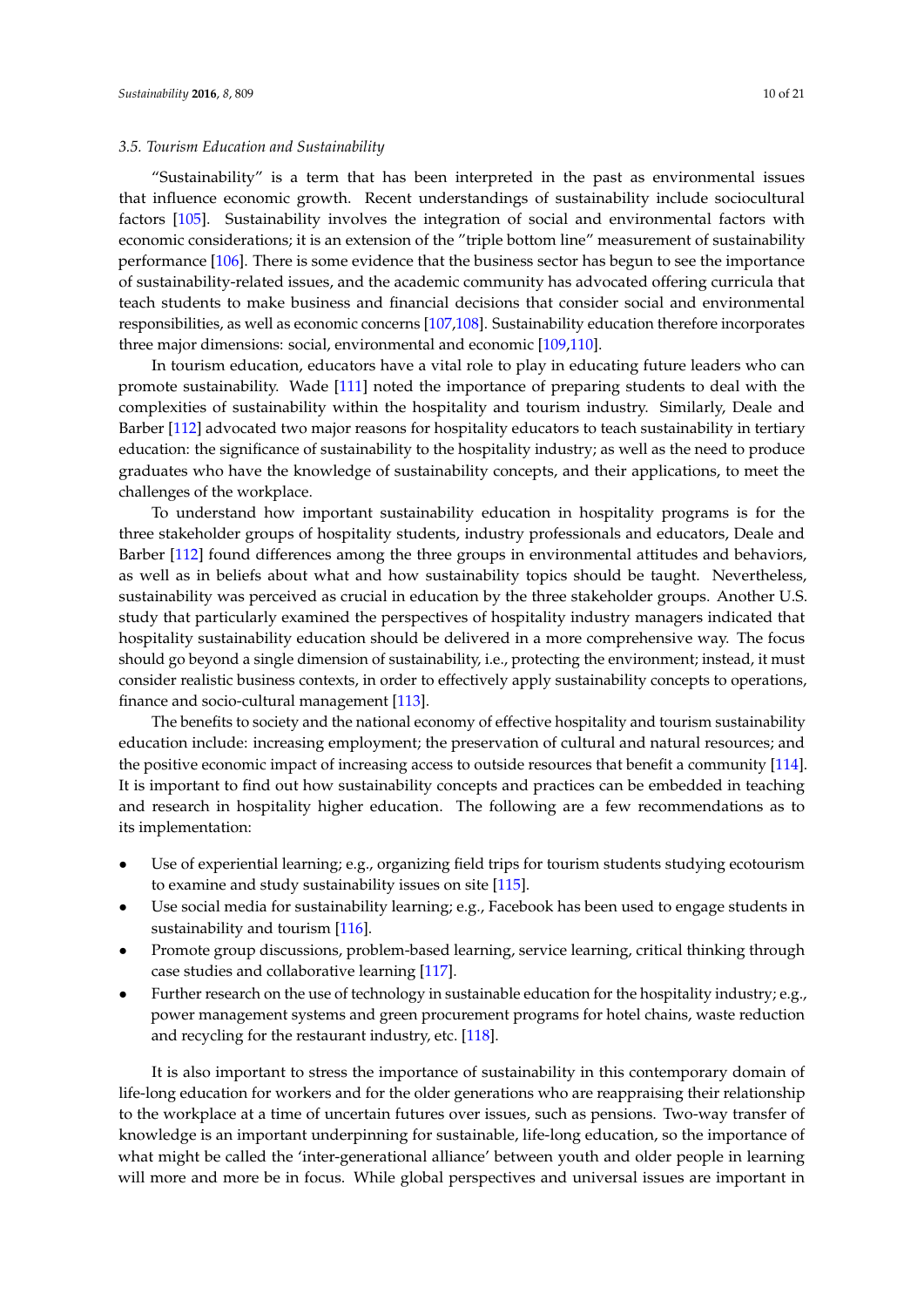### 3.5. Tourism Education and Sustainability

"Sustainability" is a term that has been interpreted in the past as environmental issues that influence economic growth. Recent understandings of sustainability include sociocultural factors [105]. Sustainability involves the integration of social and environmental factors with economic considerations; it is an extension of the "triple bottom line" measurement of sustainability performance [106]. There is some evidence that the business sector has begun to see the importance of sustainability-related issues, and the academic community has advocated offering curricula that teach students to make business and financial decisions that consider social and environmental responsibilities, as well as economic concerns [107,108]. Sustainability education therefore incorporates three major dimensions: social, environmental and economic [109,110].

In tourism education, educators have a vital role to play in educating future leaders who can promote sustainability. Wade [111] noted the importance of preparing students to deal with the complexities of sustainability within the hospitality and tourism industry. Similarly, Deale and Barber [112] advocated two major reasons for hospitality educators to teach sustainability in tertiary education: the significance of sustainability to the hospitality industry; as well as the need to produce graduates who have the knowledge of sustainability concepts, and their applications, to meet the challenges of the workplace.

To understand how important sustainability education in hospitality programs is for the three stakeholder groups of hospitality students, industry professionals and educators, Deale and Barber [112] found differences among the three groups in environmental attitudes and behaviors, as well as in beliefs about what and how sustainability topics should be taught. Nevertheless, sustainability was perceived as crucial in education by the three stakeholder groups. Another U.S. study that particularly examined the perspectives of hospitality industry managers indicated that hospitality sustainability education should be delivered in a more comprehensive way. The focus should go beyond a single dimension of sustainability, i.e., protecting the environment; instead, it must consider realistic business contexts, in order to effectively apply sustainability concepts to operations, finance and socio-cultural management [113].

The benefits to society and the national economy of effective hospitality and tourism sustainability education include: increasing employment; the preservation of cultural and natural resources; and the positive economic impact of increasing access to outside resources that benefit a community [114]. It is important to find out how sustainability concepts and practices can be embedded in teaching and research in hospitality higher education. The following are a few recommendations as to its implementation:

- Use of experiential learning; e.g., organizing field trips for tourism students studying ecotourism to examine and study sustainability issues on site [115].
- Use social media for sustainability learning; e.g., Facebook has been used to engage students in sustainability and tourism [116].
- Promote group discussions, problem-based learning, service learning, critical thinking through case studies and collaborative learning [117].
- Further research on the use of technology in sustainable education for the hospitality industry; e.g., power management systems and green procurement programs for hotel chains, waste reduction and recycling for the restaurant industry, etc. [118].

It is also important to stress the importance of sustainability in this contemporary domain of life-long education for workers and for the older generations who are reappraising their relationship to the workplace at a time of uncertain futures over issues, such as pensions. Two-way transfer of knowledge is an important underpinning for sustainable, life-long education, so the importance of what might be called the 'inter-generational alliance' between youth and older people in learning will more and more be in focus. While global perspectives and universal issues are important in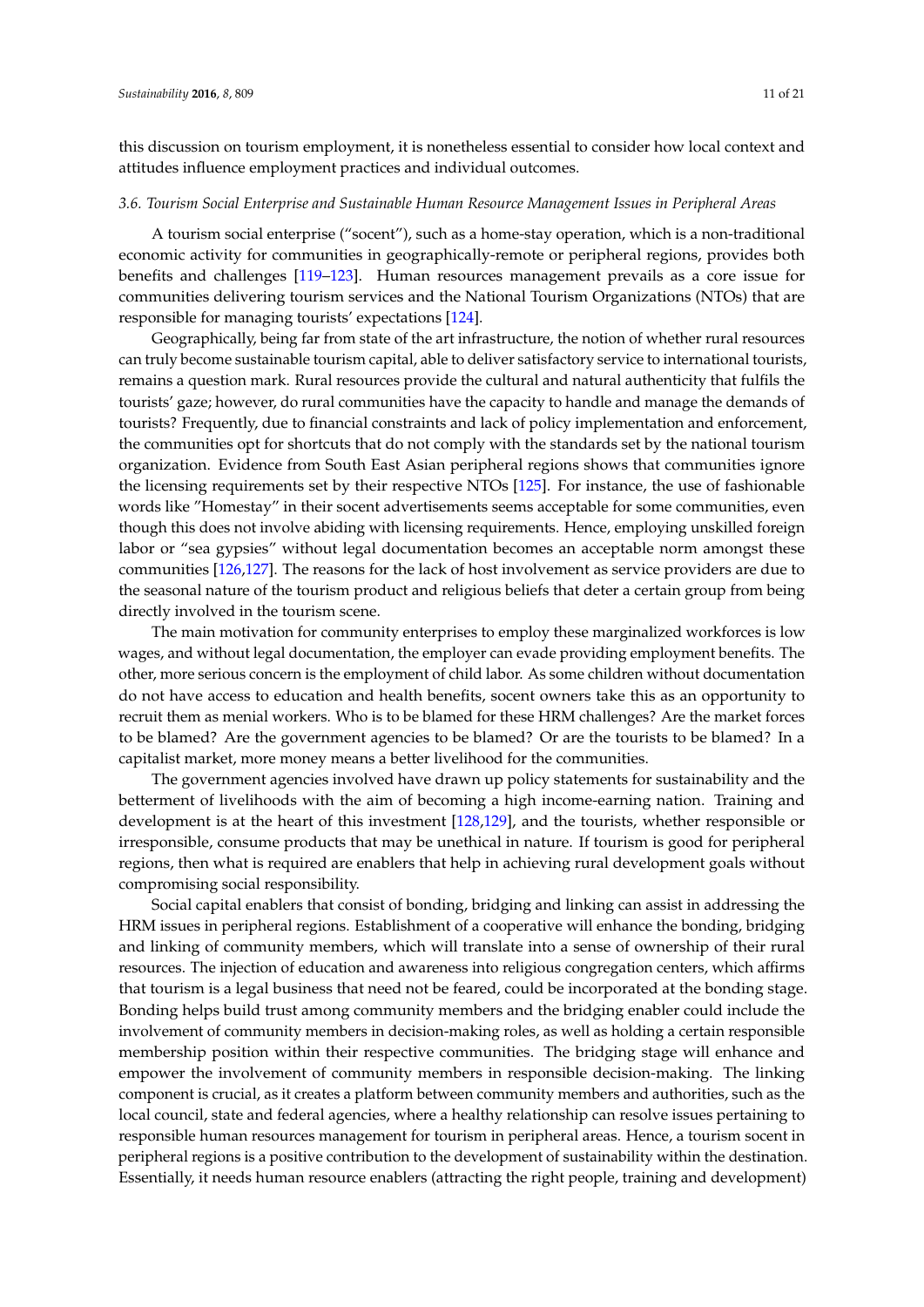this discussion on tourism employment, it is nonetheless essential to consider how local context and attitudes influence employment practices and individual outcomes.

### *3.6. Tourism Social Enterprise and Sustainable Human Resource Management Issues in Peripheral Areas*

A tourism social enterprise ("socent"), such as a home-stay operation, which is a non-traditional economic activity for communities in geographically-remote or peripheral regions, provides both benefits and challenges [119–123]. Human resources management prevails as a core issue for communities delivering tourism services and the National Tourism Organizations (NTOs) that are responsible for managing tourists' expectations [124].

Geographically, being far from state of the art infrastructure, the notion of whether rural resources can truly become sustainable tourism capital, able to deliver satisfactory service to international tourists, remains a question mark. Rural resources provide the cultural and natural authenticity that fulfils the tourists' gaze; however, do rural communities have the capacity to handle and manage the demands of tourists? Frequently, due to financial constraints and lack of policy implementation and enforcement, the communities opt for shortcuts that do not comply with the standards set by the national tourism organization. Evidence from South East Asian peripheral regions shows that communities ignore the licensing requirements set by their respective NTOs [125]. For instance, the use of fashionable words like "Homestay" in their socent advertisements seems acceptable for some communities, even though this does not involve abiding with licensing requirements. Hence, employing unskilled foreign labor or "sea gypsies" without legal documentation becomes an acceptable norm amongst these communities [126,127]. The reasons for the lack of host involvement as service providers are due to the seasonal nature of the tourism product and religious beliefs that deter a certain group from being directly involved in the tourism scene.

The main motivation for community enterprises to employ these marginalized workforces is low wages, and without legal documentation, the employer can evade providing employment benefits. The other, more serious concern is the employment of child labor. As some children without documentation do not have access to education and health benefits, socent owners take this as an opportunity to recruit them as menial workers. Who is to be blamed for these HRM challenges? Are the market forces to be blamed? Are the government agencies to be blamed? Or are the tourists to be blamed? In a capitalist market, more money means a better livelihood for the communities.

The government agencies involved have drawn up policy statements for sustainability and the betterment of livelihoods with the aim of becoming a high income-earning nation. Training and development is at the heart of this investment [128,129], and the tourists, whether responsible or irresponsible, consume products that may be unethical in nature. If tourism is good for peripheral regions, then what is required are enablers that help in achieving rural development goals without compromising social responsibility.

Social capital enablers that consist of bonding, bridging and linking can assist in addressing the HRM issues in peripheral regions. Establishment of a cooperative will enhance the bonding, bridging and linking of community members, which will translate into a sense of ownership of their rural resources. The injection of education and awareness into religious congregation centers, which affirms that tourism is a legal business that need not be feared, could be incorporated at the bonding stage. Bonding helps build trust among community members and the bridging enabler could include the involvement of community members in decision-making roles, as well as holding a certain responsible membership position within their respective communities. The bridging stage will enhance and empower the involvement of community members in responsible decision-making. The linking component is crucial, as it creates a platform between community members and authorities, such as the local council, state and federal agencies, where a healthy relationship can resolve issues pertaining to responsible human resources management for tourism in peripheral areas. Hence, a tourism socent in peripheral regions is a positive contribution to the development of sustainability within the destination. Essentially, it needs human resource enablers (attracting the right people, training and development)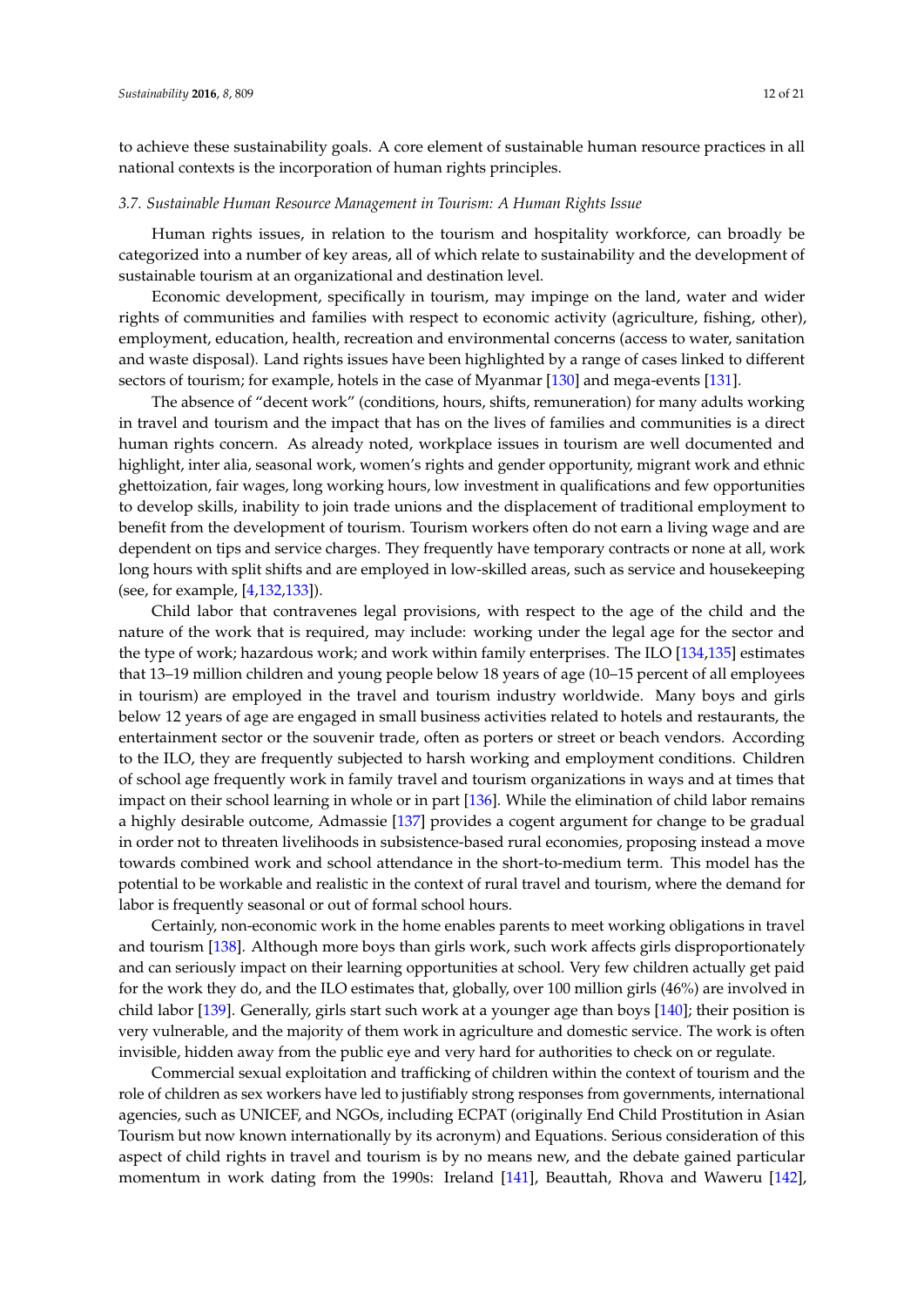to achieve these sustainability goals. A core element of sustainable human resource practices in all national contexts is the incorporation of human rights principles.

### *3.7. Sustainable Human Resource Management in Tourism: A Human Rights Issue*

Human rights issues, in relation to the tourism and hospitality workforce, can broadly be categorized into a number of key areas, all of which relate to sustainability and the development of sustainable tourism at an organizational and destination level.

Economic development, specifically in tourism, may impinge on the land, water and wider rights of communities and families with respect to economic activity (agriculture, fishing, other), employment, education, health, recreation and environmental concerns (access to water, sanitation and waste disposal). Land rights issues have been highlighted by a range of cases linked to different sectors of tourism; for example, hotels in the case of Myanmar [130] and mega-events [131].

The absence of "decent work" (conditions, hours, shifts, remuneration) for many adults working in travel and tourism and the impact that has on the lives of families and communities is a direct human rights concern. As already noted, workplace issues in tourism are well documented and highlight, inter alia, seasonal work, women's rights and gender opportunity, migrant work and ethnic ghettoization, fair wages, long working hours, low investment in qualifications and few opportunities to develop skills, inability to join trade unions and the displacement of traditional employment to benefit from the development of tourism. Tourism workers often do not earn a living wage and are dependent on tips and service charges. They frequently have temporary contracts or none at all, work long hours with split shifts and are employed in low-skilled areas, such as service and housekeeping (see, for example, [4,132,133]).

Child labor that contravenes legal provisions, with respect to the age of the child and the nature of the work that is required, may include: working under the legal age for the sector and the type of work; hazardous work; and work within family enterprises. The ILO [134,135] estimates that 13–19 million children and young people below 18 years of age (10–15 percent of all employees in tourism) are employed in the travel and tourism industry worldwide. Many boys and girls below 12 years of age are engaged in small business activities related to hotels and restaurants, the entertainment sector or the souvenir trade, often as porters or street or beach vendors. According to the ILO, they are frequently subjected to harsh working and employment conditions. Children of school age frequently work in family travel and tourism organizations in ways and at times that impact on their school learning in whole or in part [136]. While the elimination of child labor remains a highly desirable outcome, Admassie [137] provides a cogent argument for change to be gradual in order not to threaten livelihoods in subsistence-based rural economies, proposing instead a move towards combined work and school attendance in the short-to-medium term. This model has the potential to be workable and realistic in the context of rural travel and tourism, where the demand for labor is frequently seasonal or out of formal school hours.

Certainly, non-economic work in the home enables parents to meet working obligations in travel and tourism [138]. Although more boys than girls work, such work affects girls disproportionately and can seriously impact on their learning opportunities at school. Very few children actually get paid for the work they do, and the ILO estimates that, globally, over 100 million girls (46%) are involved in child labor [139]. Generally, girls start such work at a younger age than boys [140]; their position is very vulnerable, and the majority of them work in agriculture and domestic service. The work is often invisible, hidden away from the public eye and very hard for authorities to check on or regulate.

Commercial sexual exploitation and trafficking of children within the context of tourism and the role of children as sex workers have led to justifiably strong responses from governments, international agencies, such as UNICEF, and NGOs, including ECPAT (originally End Child Prostitution in Asian Tourism but now known internationally by its acronym) and Equations. Serious consideration of this aspect of child rights in travel and tourism is by no means new, and the debate gained particular momentum in work dating from the 1990s: Ireland [141], Beauttah, Rhova and Waweru [142],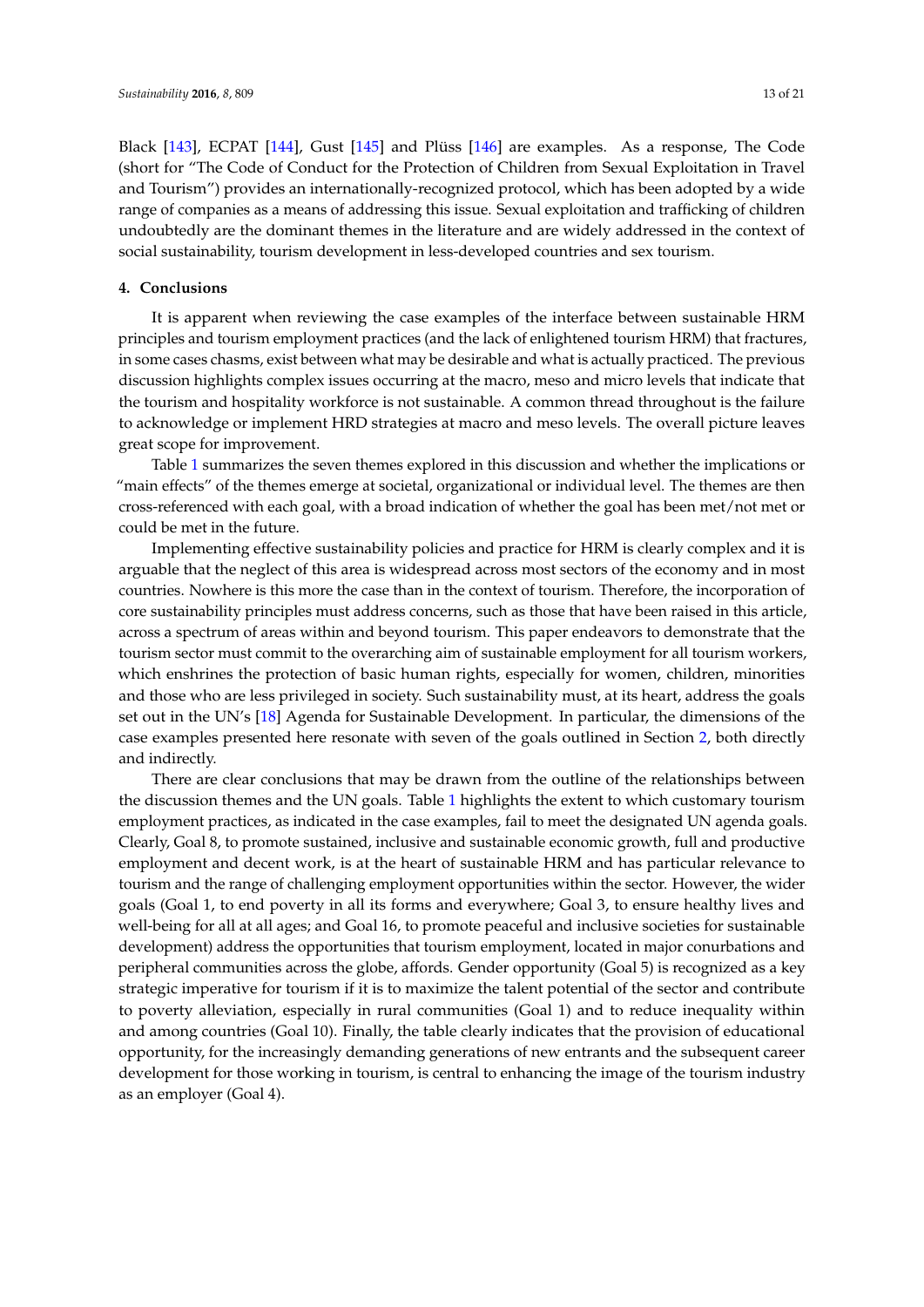Black [143], ECPAT [144], Gust [145] and Plüss [146] are examples. As a response, The Code (short for "The Code of Conduct for the Protection of Children from Sexual Exploitation in Travel and Tourism") provides an internationally-recognized protocol, which has been adopted by a wide range of companies as a means of addressing this issue. Sexual exploitation and trafficking of children undoubtedly are the dominant themes in the literature and are widely addressed in the context of social sustainability, tourism development in less-developed countries and sex tourism.

## 4. Conclusions

It is apparent when reviewing the case examples of the interface between sustainable HRM principles and tourism employment practices (and the lack of enlightened tourism HRM) that fractures, in some cases chasms, exist between what may be desirable and what is actually practiced. The previous discussion highlights complex issues occurring at the macro, meso and micro levels that indicate that the tourism and hospitality workforce is not sustainable. A common thread throughout is the failure to acknowledge or implement HRD strategies at macro and meso levels. The overall picture leaves great scope for improvement.

Table 1 summarizes the seven themes explored in this discussion and whether the implications or "main effects" of the themes emerge at societal, organizational or individual level. The themes are then cross-referenced with each goal, with a broad indication of whether the goal has been met/not met or could be met in the future.

Implementing effective sustainability policies and practice for HRM is clearly complex and it is arguable that the neglect of this area is widespread across most sectors of the economy and in most countries. Nowhere is this more the case than in the context of tourism. Therefore, the incorporation of core sustainability principles must address concerns, such as those that have been raised in this article, across a spectrum of areas within and beyond tourism. This paper endeavors to demonstrate that the tourism sector must commit to the overarching aim of sustainable employment for all tourism workers, which enshrines the protection of basic human rights, especially for women, children, minorities and those who are less privileged in society. Such sustainability must, at its heart, address the goals set out in the UN's [18] Agenda for Sustainable Development. In particular, the dimensions of the case examples presented here resonate with seven of the goals outlined in Section 2, both directly and indirectly.

There are clear conclusions that may be drawn from the outline of the relationships between the discussion themes and the UN goals. Table 1 highlights the extent to which customary tourism employment practices, as indicated in the case examples, fail to meet the designated UN agenda goals. Clearly, Goal 8, to promote sustained, inclusive and sustainable economic growth, full and productive employment and decent work, is at the heart of sustainable HRM and has particular relevance to tourism and the range of challenging employment opportunities within the sector. However, the wider goals (Goal 1, to end poverty in all its forms and everywhere; Goal 3, to ensure healthy lives and well-being for all at all ages; and Goal 16, to promote peaceful and inclusive societies for sustainable development) address the opportunities that tourism employment, located in major conurbations and peripheral communities across the globe, affords. Gender opportunity (Goal 5) is recognized as a key strategic imperative for tourism if it is to maximize the talent potential of the sector and contribute to poverty alleviation, especially in rural communities (Goal 1) and to reduce inequality within and among countries (Goal 10). Finally, the table clearly indicates that the provision of educational opportunity, for the increasingly demanding generations of new entrants and the subsequent career development for those working in tourism, is central to enhancing the image of the tourism industry as an employer (Goal 4).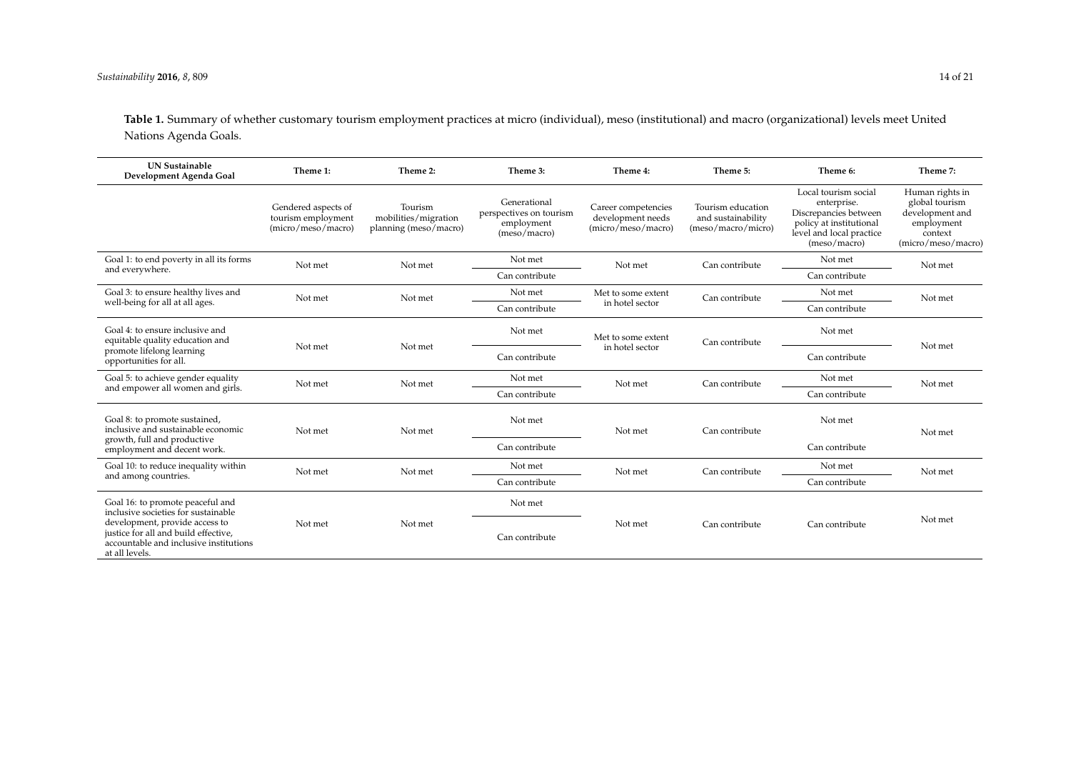**Table 1.** Summary of whether customary tourism employment practices at micro (individual), meso (institutional) and macro (organizational) levels meet United Nations Agenda Goals.

| UN Sustainable Development Agenda Goal | Theme 1: | Theme 2: | Theme 3: | Theme 4: | Theme 5: | Theme 6: | Theme 7: |
|---|---|---|---|---|---|---|---|
| | Gendered aspects of tourism employment (micro/meso/macro) | Tourism mobilities/migration planning (meso/macro) | Generational perspectives on tourism employment (meso/macro) | Career competencies development needs (micro/meso/macro) | Tourism education and sustainability (meso/macro/micro) | Local tourism social enterprise. Discrepancies between policy at institutional level and local practice (meso/macro) | Human rights in global tourism development and employment context (micro/meso/macro) |
| Goal 1: to end poverty in all its forms and everywhere. | Not met | Not met | Not met / Can contribute | Not met | Can contribute | Not met / Can contribute | Not met |
| Goal 3: to ensure healthy lives and well-being for all at all ages. | Not met | Not met | Not met / Can contribute | Met to some extent in hotel sector | Can contribute | Not met / Can contribute | Not met |
| Goal 4: to ensure inclusive and equitable quality education and promote lifelong learning opportunities for all. | Not met | Not met | Not met / Can contribute | Met to some extent in hotel sector | Can contribute | Not met / Can contribute | Not met |
| Goal 5: to achieve gender equality and empower all women and girls. | Not met | Not met | Not met / Can contribute | Not met | Can contribute | Not met / Can contribute | Not met |
| Goal 8: to promote sustained, inclusive and sustainable economic growth, full and productive employment and decent work. | Not met | Not met | Not met / Can contribute | Not met | Can contribute | Not met / Can contribute | Not met |
| Goal 10: to reduce inequality within and among countries. | Not met | Not met | Not met / Can contribute | Not met | Can contribute | Not met / Can contribute | Not met |
| Goal 16: to promote peaceful and inclusive societies for sustainable development, provide access to justice for all and build effective, accountable and inclusive institutions at all levels. | Not met | Not met | Not met / Can contribute | Not met | Can contribute | Can contribute | Not met |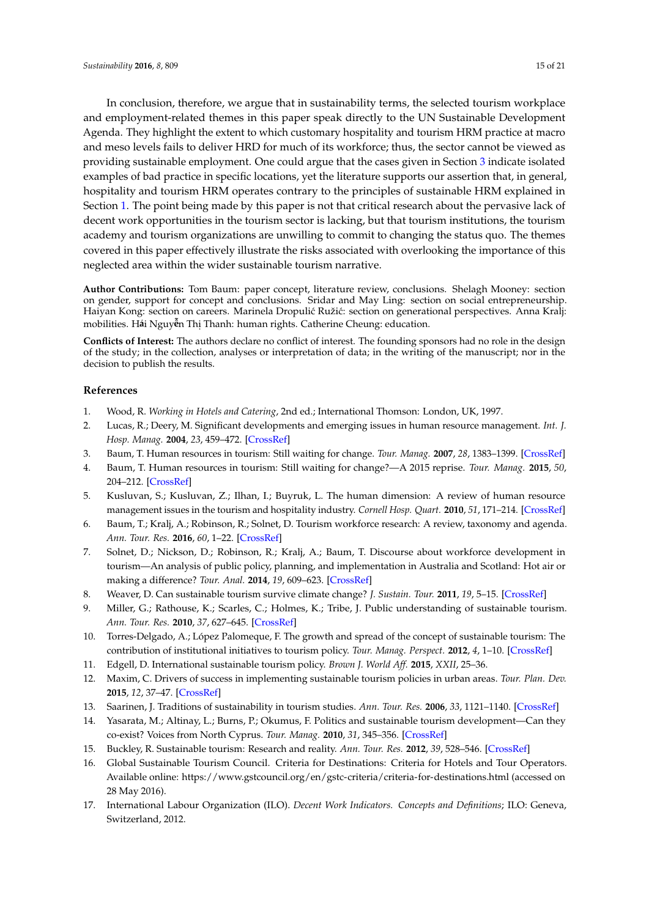In conclusion, therefore, we argue that in sustainability terms, the selected tourism workplace and employment-related themes in this paper speak directly to the UN Sustainable Development Agenda. They highlight the extent to which customary hospitality and tourism HRM practice at macro and meso levels fails to deliver HRD for much of its workforce; thus, the sector cannot be viewed as providing sustainable employment. One could argue that the cases given in Section 3 indicate isolated examples of bad practice in specific locations, yet the literature supports our assertion that, in general, hospitality and tourism HRM operates contrary to the principles of sustainable HRM explained in Section 1. The point being made by this paper is not that critical research about the pervasive lack of decent work opportunities in the tourism sector is lacking, but that tourism institutions, the tourism academy and tourism organizations are unwilling to commit to changing the status quo. The themes covered in this paper effectively illustrate the risks associated with overlooking the importance of this neglected area within the wider sustainable tourism narrative.

**Author Contributions:** Tom Baum: paper concept, literature review, conclusions. Shelagh Mooney: section on gender, support for concept and conclusions. Sridar and May Ling: section on social entrepreneurship. Haiyan Kong: section on careers. Marinela Dropulić Ružić: section on generational perspectives. Anna Kralj: mobilities. Hải Nguyễn Thị Thanh: human rights. Catherine Cheung: education.

**Conflicts of Interest:** The authors declare no conflict of interest. The founding sponsors had no role in the design of the study; in the collection, analyses or interpretation of data; in the writing of the manuscript; nor in the decision to publish the results.

## References

1. Wood, R. *Working in Hotels and Catering*, 2nd ed.; International Thomson: London, UK, 1997.
2. Lucas, R.; Deery, M. Significant developments and emerging issues in human resource management. *Int. J. Hosp. Manag.* **2004**, *23*, 459–472. [CrossRef]
3. Baum, T. Human resources in tourism: Still waiting for change. *Tour. Manag.* **2007**, *28*, 1383–1399. [CrossRef]
4. Baum, T. Human resources in tourism: Still waiting for change?—A 2015 reprise. *Tour. Manag.* **2015**, *50*, 204–212. [CrossRef]
5. Kusluvan, S.; Kusluvan, Z.; Ilhan, I.; Buyruk, L. The human dimension: A review of human resource management issues in the tourism and hospitality industry. *Cornell Hosp. Quart.* **2010**, *51*, 171–214. [CrossRef]
6. Baum, T.; Kralj, A.; Robinson, R.; Solnet, D. Tourism workforce research: A review, taxonomy and agenda. *Ann. Tour. Res.* **2016**, *60*, 1–22. [CrossRef]
7. Solnet, D.; Nickson, D.; Robinson, R.; Kralj, A.; Baum, T. Discourse about workforce development in tourism—An analysis of public policy, planning, and implementation in Australia and Scotland: Hot air or making a difference? *Tour. Anal.* **2014**, *19*, 609–623. [CrossRef]
8. Weaver, D. Can sustainable tourism survive climate change? *J. Sustain. Tour.* **2011**, *19*, 5–15. [CrossRef]
9. Miller, G.; Rathouse, K.; Scarles, C.; Holmes, K.; Tribe, J. Public understanding of sustainable tourism. *Ann. Tour. Res.* **2010**, *37*, 627–645. [CrossRef]
10. Torres-Delgado, A.; López Palomeque, F. The growth and spread of the concept of sustainable tourism: The contribution of institutional initiatives to tourism policy. *Tour. Manag. Perspect.* **2012**, *4*, 1–10. [CrossRef]
11. Edgell, D. International sustainable tourism policy. *Brown J. World Aff.* **2015**, *XXII*, 25–36.
12. Maxim, C. Drivers of success in implementing sustainable tourism policies in urban areas. *Tour. Plan. Dev.* **2015**, *12*, 37–47. [CrossRef]
13. Saarinen, J. Traditions of sustainability in tourism studies. *Ann. Tour. Res.* **2006**, *33*, 1121–1140. [CrossRef]
14. Yasarata, M.; Altinay, L.; Burns, P.; Okumus, F. Politics and sustainable tourism development—Can they co-exist? Voices from North Cyprus. *Tour. Manag.* **2010**, *31*, 345–356. [CrossRef]
15. Buckley, R. Sustainable tourism: Research and reality. *Ann. Tour. Res.* **2012**, *39*, 528–546. [CrossRef]
16. Global Sustainable Tourism Council. Criteria for Destinations: Criteria for Hotels and Tour Operators. Available online: https://www.gstcouncil.org/en/gstc-criteria/criteria-for-destinations.html (accessed on 28 May 2016).
17. International Labour Organization (ILO). *Decent Work Indicators. Concepts and Definitions*; ILO: Geneva, Switzerland, 2012.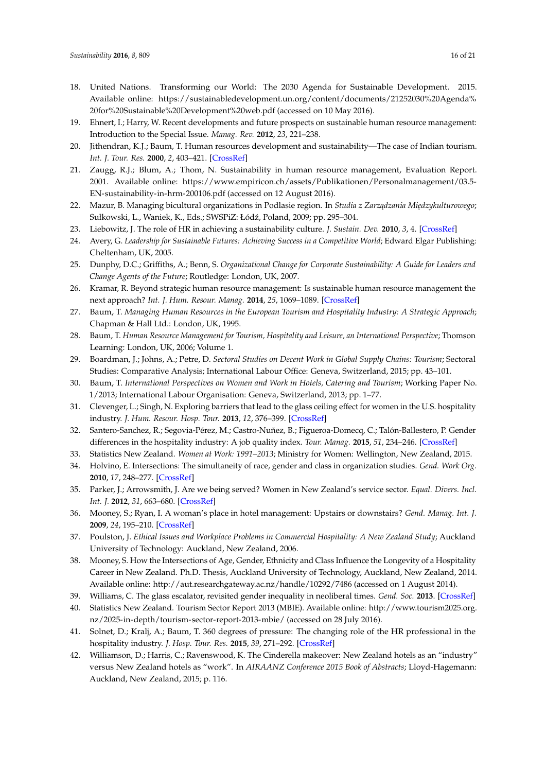18. United Nations. Transforming our World: The 2030 Agenda for Sustainable Development. 2015. Available online: https://sustainabledevelopment.un.org/content/documents/21252030%20Agenda%20for%20Sustainable%20Development%20web.pdf (accessed on 10 May 2016).
19. Ehnert, I.; Harry, W. Recent developments and future prospects on sustainable human resource management: Introduction to the Special Issue. *Manag. Rev.* **2012**, *23*, 221–238.
20. Jithendran, K.J.; Baum, T. Human resources development and sustainability—The case of Indian tourism. *Int. J. Tour. Res.* **2000**, *2*, 403–421. [CrossRef]
21. Zaugg, R.J.; Blum, A.; Thom, N. Sustainability in human resource management, Evaluation Report. 2001. Available online: https://www.empiricon.ch/assets/Publikationen/Personalmanagement/03.5-EN-sustainability-in-hrm-200106.pdf (accessed on 12 August 2016).
22. Mazur, B. Managing bicultural organizations in Podlasie region. In *Studia z Zarządzania Międzykulturowego*; Sułkowski, L., Waniek, K., Eds.; SWSPiZ: Łódź, Poland, 2009; pp. 295–304.
23. Liebowitz, J. The role of HR in achieving a sustainability culture. *J. Sustain. Dev.* **2010**, *3*, 4. [CrossRef]
24. Avery, G. *Leadership for Sustainable Futures: Achieving Success in a Competitive World*; Edward Elgar Publishing: Cheltenham, UK, 2005.
25. Dunphy, D.C.; Griffiths, A.; Benn, S. *Organizational Change for Corporate Sustainability: A Guide for Leaders and Change Agents of the Future*; Routledge: London, UK, 2007.
26. Kramar, R. Beyond strategic human resource management: Is sustainable human resource management the next approach? *Int. J. Hum. Resour. Manag.* **2014**, *25*, 1069–1089. [CrossRef]
27. Baum, T. *Managing Human Resources in the European Tourism and Hospitality Industry: A Strategic Approach*; Chapman & Hall Ltd.: London, UK, 1995.
28. Baum, T. *Human Resource Management for Tourism, Hospitality and Leisure, an International Perspective*; Thomson Learning: London, UK, 2006; Volume 1.
29. Boardman, J.; Johns, A.; Petre, D. *Sectoral Studies on Decent Work in Global Supply Chains: Tourism*; Sectoral Studies: Comparative Analysis; International Labour Office: Geneva, Switzerland, 2015; pp. 43–101.
30. Baum, T. *International Perspectives on Women and Work in Hotels, Catering and Tourism*; Working Paper No. 1/2013; International Labour Organisation: Geneva, Switzerland, 2013; pp. 1–77.
31. Clevenger, L.; Singh, N. Exploring barriers that lead to the glass ceiling effect for women in the U.S. hospitality industry. *J. Hum. Resour. Hosp. Tour.* **2013**, *12*, 376–399. [CrossRef]
32. Santero-Sanchez, R.; Segovia-Pérez, M.; Castro-Nuñez, B.; Figueroa-Domecq, C.; Talón-Ballestero, P. Gender differences in the hospitality industry: A job quality index. *Tour. Manag.* **2015**, *51*, 234–246. [CrossRef]
33. Statistics New Zealand. *Women at Work: 1991–2013*; Ministry for Women: Wellington, New Zealand, 2015.
34. Holvino, E. Intersections: The simultaneity of race, gender and class in organization studies. *Gend. Work Org.* **2010**, *17*, 248–277. [CrossRef]
35. Parker, J.; Arrowsmith, J. Are we being served? Women in New Zealand's service sector. *Equal. Divers. Incl. Int. J.* **2012**, *31*, 663–680. [CrossRef]
36. Mooney, S.; Ryan, I. A woman's place in hotel management: Upstairs or downstairs? *Gend. Manag. Int. J.* **2009**, *24*, 195–210. [CrossRef]
37. Poulston, J. *Ethical Issues and Workplace Problems in Commercial Hospitality: A New Zealand Study*; Auckland University of Technology: Auckland, New Zealand, 2006.
38. Mooney, S. How the Intersections of Age, Gender, Ethnicity and Class Influence the Longevity of a Hospitality Career in New Zealand. Ph.D. Thesis, Auckland University of Technology, Auckland, New Zealand, 2014. Available online: http://aut.researchgateway.ac.nz/handle/10292/7486 (accessed on 1 August 2014).
39. Williams, C. The glass escalator, revisited gender inequality in neoliberal times. *Gend. Soc.* **2013**. [CrossRef]
40. Statistics New Zealand. Tourism Sector Report 2013 (MBIE). Available online: http://www.tourism2025.org.nz/2025-in-depth/tourism-sector-report-2013-mbie/ (accessed on 28 July 2016).
41. Solnet, D.; Kralj, A.; Baum, T. 360 degrees of pressure: The changing role of the HR professional in the hospitality industry. *J. Hosp. Tour. Res.* **2015**, *39*, 271–292. [CrossRef]
42. Williamson, D.; Harris, C.; Ravenswood, K. The Cinderella makeover: New Zealand hotels as an "industry" versus New Zealand hotels as "work". In *AIRAANZ Conference 2015 Book of Abstracts*; Lloyd-Hagemann: Auckland, New Zealand, 2015; p. 116.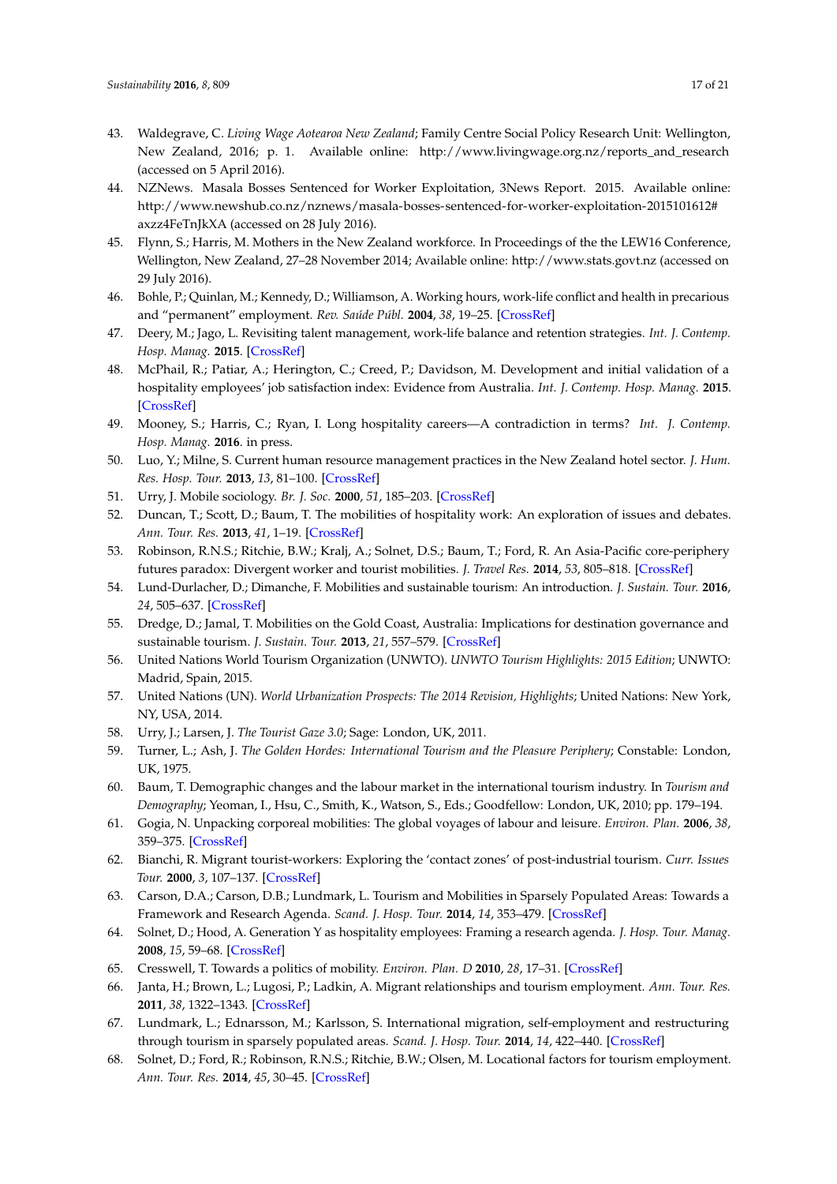43. Waldegrave, C. *Living Wage Aotearoa New Zealand*; Family Centre Social Policy Research Unit: Wellington, New Zealand, 2016; p. 1. Available online: http://www.livingwage.org.nz/reports_and_research (accessed on 5 April 2016).
44. NZNews. Masala Bosses Sentenced for Worker Exploitation, 3News Report. 2015. Available online: http://www.newshub.co.nz/nznews/masala-bosses-sentenced-for-worker-exploitation-2015101612#axzz4FeTnJkXA (accessed on 28 July 2016).
45. Flynn, S.; Harris, M. Mothers in the New Zealand workforce. In Proceedings of the the LEW16 Conference, Wellington, New Zealand, 27–28 November 2014; Available online: http://www.stats.govt.nz (accessed on 29 July 2016).
46. Bohle, P.; Quinlan, M.; Kennedy, D.; Williamson, A. Working hours, work-life conflict and health in precarious and "permanent" employment. *Rev. Saúde Públ.* **2004**, *38*, 19–25. [CrossRef]
47. Deery, M.; Jago, L. Revisiting talent management, work-life balance and retention strategies. *Int. J. Contemp. Hosp. Manag.* **2015**. [CrossRef]
48. McPhail, R.; Patiar, A.; Herington, C.; Creed, P.; Davidson, M. Development and initial validation of a hospitality employees' job satisfaction index: Evidence from Australia. *Int. J. Contemp. Hosp. Manag.* **2015**. [CrossRef]
49. Mooney, S.; Harris, C.; Ryan, I. Long hospitality careers—A contradiction in terms? *Int. J. Contemp. Hosp. Manag.* **2016**. in press.
50. Luo, Y.; Milne, S. Current human resource management practices in the New Zealand hotel sector. *J. Hum. Res. Hosp. Tour.* **2013**, *13*, 81–100. [CrossRef]
51. Urry, J. Mobile sociology. *Br. J. Soc.* **2000**, *51*, 185–203. [CrossRef]
52. Duncan, T.; Scott, D.; Baum, T. The mobilities of hospitality work: An exploration of issues and debates. *Ann. Tour. Res.* **2013**, *41*, 1–19. [CrossRef]
53. Robinson, R.N.S.; Ritchie, B.W.; Kralj, A.; Solnet, D.S.; Baum, T.; Ford, R. An Asia-Pacific core-periphery futures paradox: Divergent worker and tourist mobilities. *J. Travel Res.* **2014**, *53*, 805–818. [CrossRef]
54. Lund-Durlacher, D.; Dimanche, F. Mobilities and sustainable tourism: An introduction. *J. Sustain. Tour.* **2016**, *24*, 505–637. [CrossRef]
55. Dredge, D.; Jamal, T. Mobilities on the Gold Coast, Australia: Implications for destination governance and sustainable tourism. *J. Sustain. Tour.* **2013**, *21*, 557–579. [CrossRef]
56. United Nations World Tourism Organization (UNWTO). *UNWTO Tourism Highlights: 2015 Edition*; UNWTO: Madrid, Spain, 2015.
57. United Nations (UN). *World Urbanization Prospects: The 2014 Revision, Highlights*; United Nations: New York, NY, USA, 2014.
58. Urry, J.; Larsen, J. *The Tourist Gaze 3.0*; Sage: London, UK, 2011.
59. Turner, L.; Ash, J. *The Golden Hordes: International Tourism and the Pleasure Periphery*; Constable: London, UK, 1975.
60. Baum, T. Demographic changes and the labour market in the international tourism industry. In *Tourism and Demography*; Yeoman, I., Hsu, C., Smith, K., Watson, S., Eds.; Goodfellow: London, UK, 2010; pp. 179–194.
61. Gogia, N. Unpacking corporeal mobilities: The global voyages of labour and leisure. *Environ. Plan.* **2006**, *38*, 359–375. [CrossRef]
62. Bianchi, R. Migrant tourist-workers: Exploring the 'contact zones' of post-industrial tourism. *Curr. Issues Tour.* **2000**, *3*, 107–137. [CrossRef]
63. Carson, D.A.; Carson, D.B.; Lundmark, L. Tourism and Mobilities in Sparsely Populated Areas: Towards a Framework and Research Agenda. *Scand. J. Hosp. Tour.* **2014**, *14*, 353–479. [CrossRef]
64. Solnet, D.; Hood, A. Generation Y as hospitality employees: Framing a research agenda. *J. Hosp. Tour. Manag.* **2008**, *15*, 59–68. [CrossRef]
65. Cresswell, T. Towards a politics of mobility. *Environ. Plan. D* **2010**, *28*, 17–31. [CrossRef]
66. Janta, H.; Brown, L.; Lugosi, P.; Ladkin, A. Migrant relationships and tourism employment. *Ann. Tour. Res.* **2011**, *38*, 1322–1343. [CrossRef]
67. Lundmark, L.; Ednarsson, M.; Karlsson, S. International migration, self-employment and restructuring through tourism in sparsely populated areas. *Scand. J. Hosp. Tour.* **2014**, *14*, 422–440. [CrossRef]
68. Solnet, D.; Ford, R.; Robinson, R.N.S.; Ritchie, B.W.; Olsen, M. Locational factors for tourism employment. *Ann. Tour. Res.* **2014**, *45*, 30–45. [CrossRef]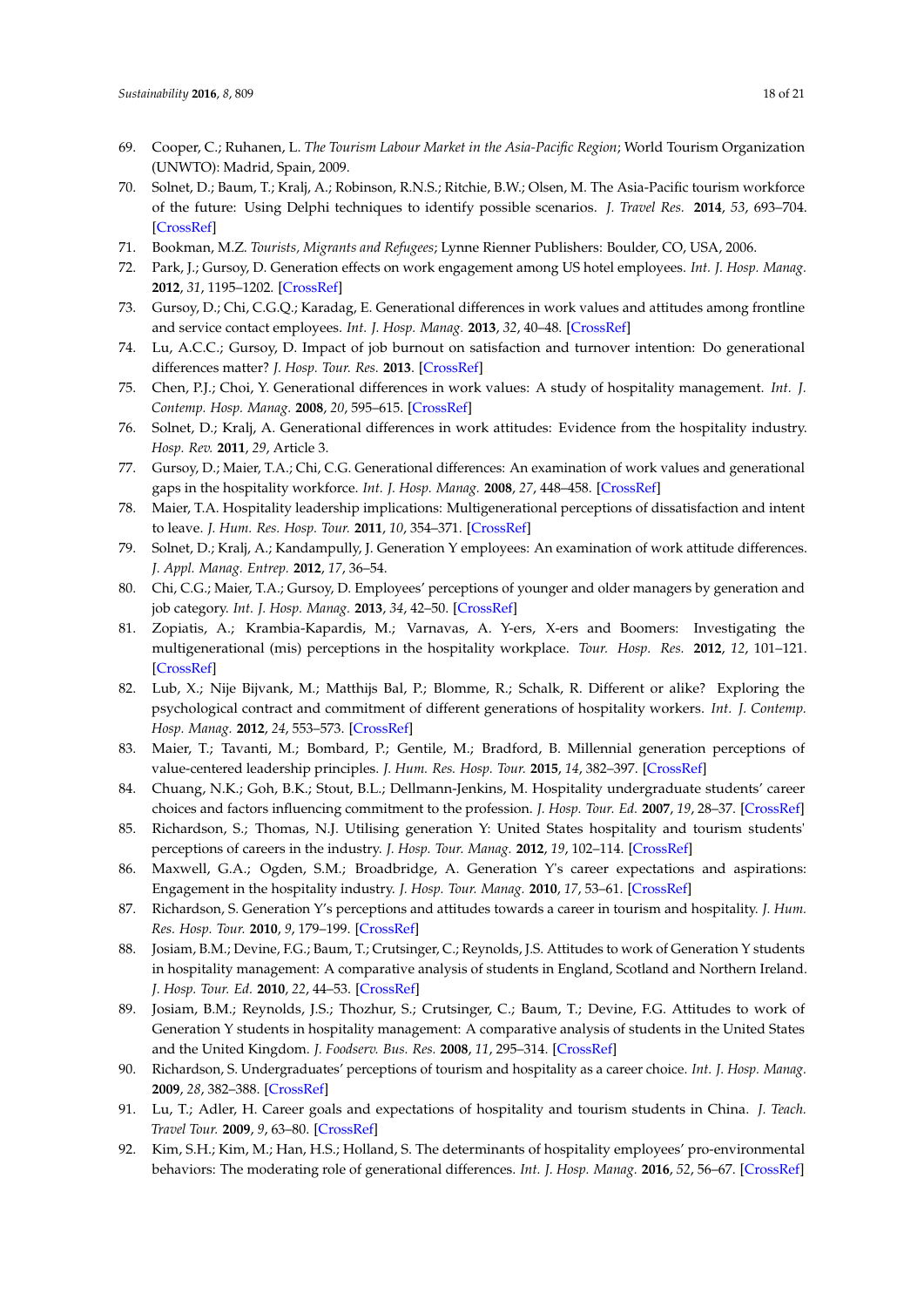69. Cooper, C.; Ruhanen, L. *The Tourism Labour Market in the Asia-Pacific Region*; World Tourism Organization (UNWTO): Madrid, Spain, 2009.
70. Solnet, D.; Baum, T.; Kralj, A.; Robinson, R.N.S.; Ritchie, B.W.; Olsen, M. The Asia-Pacific tourism workforce of the future: Using Delphi techniques to identify possible scenarios. *J. Travel Res.* **2014**, *53*, 693–704. [CrossRef]
71. Bookman, M.Z. *Tourists, Migrants and Refugees*; Lynne Rienner Publishers: Boulder, CO, USA, 2006.
72. Park, J.; Gursoy, D. Generation effects on work engagement among US hotel employees. *Int. J. Hosp. Manag.* **2012**, *31*, 1195–1202. [CrossRef]
73. Gursoy, D.; Chi, C.G.Q.; Karadag, E. Generational differences in work values and attitudes among frontline and service contact employees. *Int. J. Hosp. Manag.* **2013**, *32*, 40–48. [CrossRef]
74. Lu, A.C.C.; Gursoy, D. Impact of job burnout on satisfaction and turnover intention: Do generational differences matter? *J. Hosp. Tour. Res.* **2013**. [CrossRef]
75. Chen, P.J.; Choi, Y. Generational differences in work values: A study of hospitality management. *Int. J. Contemp. Hosp. Manag.* **2008**, *20*, 595–615. [CrossRef]
76. Solnet, D.; Kralj, A. Generational differences in work attitudes: Evidence from the hospitality industry. *Hosp. Rev.* **2011**, *29*, Article 3.
77. Gursoy, D.; Maier, T.A.; Chi, C.G. Generational differences: An examination of work values and generational gaps in the hospitality workforce. *Int. J. Hosp. Manag.* **2008**, *27*, 448–458. [CrossRef]
78. Maier, T.A. Hospitality leadership implications: Multigenerational perceptions of dissatisfaction and intent to leave. *J. Hum. Res. Hosp. Tour.* **2011**, *10*, 354–371. [CrossRef]
79. Solnet, D.; Kralj, A.; Kandampully, J. Generation Y employees: An examination of work attitude differences. *J. Appl. Manag. Entrep.* **2012**, *17*, 36–54.
80. Chi, C.G.; Maier, T.A.; Gursoy, D. Employees' perceptions of younger and older managers by generation and job category. *Int. J. Hosp. Manag.* **2013**, *34*, 42–50. [CrossRef]
81. Zopiatis, A.; Krambia-Kapardis, M.; Varnavas, A. Y-ers, X-ers and Boomers: Investigating the multigenerational (mis) perceptions in the hospitality workplace. *Tour. Hosp. Res.* **2012**, *12*, 101–121. [CrossRef]
82. Lub, X.; Nije Bijvank, M.; Matthijs Bal, P.; Blomme, R.; Schalk, R. Different or alike? Exploring the psychological contract and commitment of different generations of hospitality workers. *Int. J. Contemp. Hosp. Manag.* **2012**, *24*, 553–573. [CrossRef]
83. Maier, T.; Tavanti, M.; Bombard, P.; Gentile, M.; Bradford, B. Millennial generation perceptions of value-centered leadership principles. *J. Hum. Res. Hosp. Tour.* **2015**, *14*, 382–397. [CrossRef]
84. Chuang, N.K.; Goh, B.K.; Stout, B.L.; Dellmann-Jenkins, M. Hospitality undergraduate students' career choices and factors influencing commitment to the profession. *J. Hosp. Tour. Ed.* **2007**, *19*, 28–37. [CrossRef]
85. Richardson, S.; Thomas, N.J. Utilising generation Y: United States hospitality and tourism students' perceptions of careers in the industry. *J. Hosp. Tour. Manag.* **2012**, *19*, 102–114. [CrossRef]
86. Maxwell, G.A.; Ogden, S.M.; Broadbridge, A. Generation Y's career expectations and aspirations: Engagement in the hospitality industry. *J. Hosp. Tour. Manag.* **2010**, *17*, 53–61. [CrossRef]
87. Richardson, S. Generation Y's perceptions and attitudes towards a career in tourism and hospitality. *J. Hum. Res. Hosp. Tour.* **2010**, *9*, 179–199. [CrossRef]
88. Josiam, B.M.; Devine, F.G.; Baum, T.; Crutsinger, C.; Reynolds, J.S. Attitudes to work of Generation Y students in hospitality management: A comparative analysis of students in England, Scotland and Northern Ireland. *J. Hosp. Tour. Ed.* **2010**, *22*, 44–53. [CrossRef]
89. Josiam, B.M.; Reynolds, J.S.; Thozhur, S.; Crutsinger, C.; Baum, T.; Devine, F.G. Attitudes to work of Generation Y students in hospitality management: A comparative analysis of students in the United States and the United Kingdom. *J. Foodserv. Bus. Res.* **2008**, *11*, 295–314. [CrossRef]
90. Richardson, S. Undergraduates' perceptions of tourism and hospitality as a career choice. *Int. J. Hosp. Manag.* **2009**, *28*, 382–388. [CrossRef]
91. Lu, T.; Adler, H. Career goals and expectations of hospitality and tourism students in China. *J. Teach. Travel Tour.* **2009**, *9*, 63–80. [CrossRef]
92. Kim, S.H.; Kim, M.; Han, H.S.; Holland, S. The determinants of hospitality employees' pro-environmental behaviors: The moderating role of generational differences. *Int. J. Hosp. Manag.* **2016**, *52*, 56–67. [CrossRef]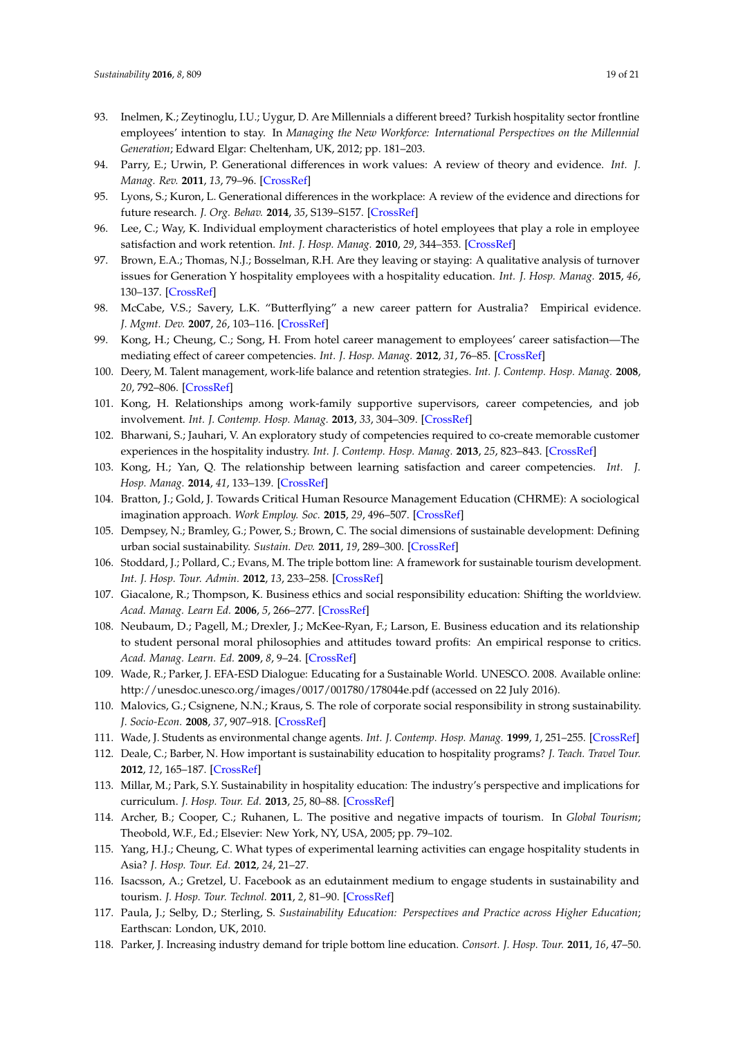93. Inelmen, K.; Zeytinoglu, I.U.; Uygur, D. Are Millennials a different breed? Turkish hospitality sector frontline employees' intention to stay. In *Managing the New Workforce: International Perspectives on the Millennial Generation*; Edward Elgar: Cheltenham, UK, 2012; pp. 181–203.
94. Parry, E.; Urwin, P. Generational differences in work values: A review of theory and evidence. *Int. J. Manag. Rev.* **2011**, *13*, 79–96. [CrossRef]
95. Lyons, S.; Kuron, L. Generational differences in the workplace: A review of the evidence and directions for future research. *J. Org. Behav.* **2014**, *35*, S139–S157. [CrossRef]
96. Lee, C.; Way, K. Individual employment characteristics of hotel employees that play a role in employee satisfaction and work retention. *Int. J. Hosp. Manag.* **2010**, *29*, 344–353. [CrossRef]
97. Brown, E.A.; Thomas, N.J.; Bosselman, R.H. Are they leaving or staying: A qualitative analysis of turnover issues for Generation Y hospitality employees with a hospitality education. *Int. J. Hosp. Manag.* **2015**, *46*, 130–137. [CrossRef]
98. McCabe, V.S.; Savery, L.K. "Butterflying" a new career pattern for Australia? Empirical evidence. *J. Mgmt. Dev.* **2007**, *26*, 103–116. [CrossRef]
99. Kong, H.; Cheung, C.; Song, H. From hotel career management to employees' career satisfaction—The mediating effect of career competencies. *Int. J. Hosp. Manag.* **2012**, *31*, 76–85. [CrossRef]
100. Deery, M. Talent management, work-life balance and retention strategies. *Int. J. Contemp. Hosp. Manag.* **2008**, *20*, 792–806. [CrossRef]
101. Kong, H. Relationships among work-family supportive supervisors, career competencies, and job involvement. *Int. J. Contemp. Hosp. Manag.* **2013**, *33*, 304–309. [CrossRef]
102. Bharwani, S.; Jauhari, V. An exploratory study of competencies required to co-create memorable customer experiences in the hospitality industry. *Int. J. Contemp. Hosp. Manag.* **2013**, *25*, 823–843. [CrossRef]
103. Kong, H.; Yan, Q. The relationship between learning satisfaction and career competencies. *Int. J. Hosp. Manag.* **2014**, *41*, 133–139. [CrossRef]
104. Bratton, J.; Gold, J. Towards Critical Human Resource Management Education (CHRME): A sociological imagination approach. *Work Employ. Soc.* **2015**, *29*, 496–507. [CrossRef]
105. Dempsey, N.; Bramley, G.; Power, S.; Brown, C. The social dimensions of sustainable development: Defining urban social sustainability. *Sustain. Dev.* **2011**, *19*, 289–300. [CrossRef]
106. Stoddard, J.; Pollard, C.; Evans, M. The triple bottom line: A framework for sustainable tourism development. *Int. J. Hosp. Tour. Admin.* **2012**, *13*, 233–258. [CrossRef]
107. Giacalone, R.; Thompson, K. Business ethics and social responsibility education: Shifting the worldview. *Acad. Manag. Learn Ed.* **2006**, *5*, 266–277. [CrossRef]
108. Neubaum, D.; Pagell, M.; Drexler, J.; McKee-Ryan, F.; Larson, E. Business education and its relationship to student personal moral philosophies and attitudes toward profits: An empirical response to critics. *Acad. Manag. Learn. Ed.* **2009**, *8*, 9–24. [CrossRef]
109. Wade, R.; Parker, J. EFA-ESD Dialogue: Educating for a Sustainable World. UNESCO. 2008. Available online: http://unesdoc.unesco.org/images/0017/001780/178044e.pdf (accessed on 22 July 2016).
110. Malovics, G.; Csignene, N.N.; Kraus, S. The role of corporate social responsibility in strong sustainability. *J. Socio-Econ.* **2008**, *37*, 907–918. [CrossRef]
111. Wade, J. Students as environmental change agents. *Int. J. Contemp. Hosp. Manag.* **1999**, *1*, 251–255. [CrossRef]
112. Deale, C.; Barber, N. How important is sustainability education to hospitality programs? *J. Teach. Travel Tour.* **2012**, *12*, 165–187. [CrossRef]
113. Millar, M.; Park, S.Y. Sustainability in hospitality education: The industry's perspective and implications for curriculum. *J. Hosp. Tour. Ed.* **2013**, *25*, 80–88. [CrossRef]
114. Archer, B.; Cooper, C.; Ruhanen, L. The positive and negative impacts of tourism. In *Global Tourism*; Theobold, W.F., Ed.; Elsevier: New York, NY, USA, 2005; pp. 79–102.
115. Yang, H.J.; Cheung, C. What types of experimental learning activities can engage hospitality students in Asia? *J. Hosp. Tour. Ed.* **2012**, *24*, 21–27.
116. Isacsson, A.; Gretzel, U. Facebook as an edutainment medium to engage students in sustainability and tourism. *J. Hosp. Tour. Technol.* **2011**, *2*, 81–90. [CrossRef]
117. Paula, J.; Selby, D.; Sterling, S. *Sustainability Education: Perspectives and Practice across Higher Education*; Earthscan: London, UK, 2010.
118. Parker, J. Increasing industry demand for triple bottom line education. *Consort. J. Hosp. Tour.* **2011**, *16*, 47–50.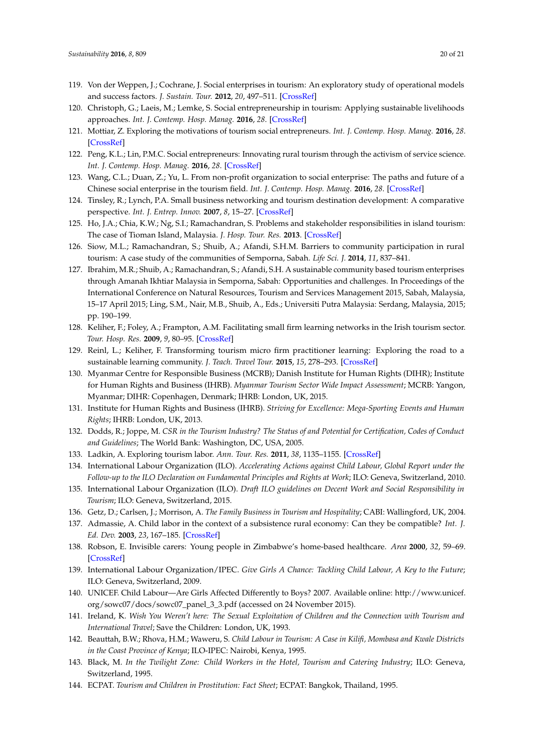119. Von der Weppen, J.; Cochrane, J. Social enterprises in tourism: An exploratory study of operational models and success factors. *J. Sustain. Tour.* **2012**, *20*, 497–511. [CrossRef]
120. Christoph, G.; Laeis, M.; Lemke, S. Social entrepreneurship in tourism: Applying sustainable livelihoods approaches. *Int. J. Contemp. Hosp. Manag.* **2016**, *28*. [CrossRef]
121. Mottiar, Z. Exploring the motivations of tourism social entrepreneurs. *Int. J. Contemp. Hosp. Manag.* **2016**, *28*. [CrossRef]
122. Peng, K.L.; Lin, P.M.C. Social entrepreneurs: Innovating rural tourism through the activism of service science. *Int. J. Contemp. Hosp. Manag.* **2016**, *28*. [CrossRef]
123. Wang, C.L.; Duan, Z.; Yu, L. From non-profit organization to social enterprise: The paths and future of a Chinese social enterprise in the tourism field. *Int. J. Contemp. Hosp. Manag.* **2016**, *28*. [CrossRef]
124. Tinsley, R.; Lynch, P.A. Small business networking and tourism destination development: A comparative perspective. *Int. J. Entrep. Innov.* **2007**, *8*, 15–27. [CrossRef]
125. Ho, J.A.; Chia, K.W.; Ng, S.I.; Ramachandran, S. Problems and stakeholder responsibilities in island tourism: The case of Tioman Island, Malaysia. *J. Hosp. Tour. Res.* **2013**. [CrossRef]
126. Siow, M.L.; Ramachandran, S.; Shuib, A.; Afandi, S.H.M. Barriers to community participation in rural tourism: A case study of the communities of Semporna, Sabah. *Life Sci. J.* **2014**, *11*, 837–841.
127. Ibrahim, M.R.; Shuib, A.; Ramachandran, S.; Afandi, S.H. A sustainable community based tourism enterprises through Amanah Ikhtiar Malaysia in Semporna, Sabah: Opportunities and challenges. In Proceedings of the International Conference on Natural Resources, Tourism and Services Management 2015, Sabah, Malaysia, 15–17 April 2015; Ling, S.M., Nair, M.B., Shuib, A., Eds.; Universiti Putra Malaysia: Serdang, Malaysia, 2015; pp. 190–199.
128. Keliher, F.; Foley, A.; Frampton, A.M. Facilitating small firm learning networks in the Irish tourism sector. *Tour. Hosp. Res.* **2009**, *9*, 80–95. [CrossRef]
129. Reinl, L.; Keliher, F. Transforming tourism micro firm practitioner learning: Exploring the road to a sustainable learning community. *J. Teach. Travel Tour.* **2015**, *15*, 278–293. [CrossRef]
130. Myanmar Centre for Responsible Business (MCRB); Danish Institute for Human Rights (DIHR); Institute for Human Rights and Business (IHRB). *Myanmar Tourism Sector Wide Impact Assessment*; MCRB: Yangon, Myanmar; DIHR: Copenhagen, Denmark; IHRB: London, UK, 2015.
131. Institute for Human Rights and Business (IHRB). *Striving for Excellence: Mega-Sporting Events and Human Rights*; IHRB: London, UK, 2013.
132. Dodds, R.; Joppe, M. *CSR in the Tourism Industry? The Status of and Potential for Certification, Codes of Conduct and Guidelines*; The World Bank: Washington, DC, USA, 2005.
133. Ladkin, A. Exploring tourism labor. *Ann. Tour. Res.* **2011**, *38*, 1135–1155. [CrossRef]
134. International Labour Organization (ILO). *Accelerating Actions against Child Labour, Global Report under the Follow-up to the ILO Declaration on Fundamental Principles and Rights at Work*; ILO: Geneva, Switzerland, 2010.
135. International Labour Organization (ILO). *Draft ILO guidelines on Decent Work and Social Responsibility in Tourism*; ILO: Geneva, Switzerland, 2015.
136. Getz, D.; Carlsen, J.; Morrison, A. *The Family Business in Tourism and Hospitality*; CABI: Wallingford, UK, 2004.
137. Admassie, A. Child labor in the context of a subsistence rural economy: Can they be compatible? *Int. J. Ed. Dev.* **2003**, *23*, 167–185. [CrossRef]
138. Robson, E. Invisible carers: Young people in Zimbabwe's home-based healthcare. *Area* **2000**, *32*, 59–69. [CrossRef]
139. International Labour Organization/IPEC. *Give Girls A Chance: Tackling Child Labour, A Key to the Future*; ILO: Geneva, Switzerland, 2009.
140. UNICEF. Child Labour—Are Girls Affected Differently to Boys? 2007. Available online: http://www.unicef.org/sowc07/docs/sowc07_panel_3_3.pdf (accessed on 24 November 2015).
141. Ireland, K. *Wish You Weren't here: The Sexual Exploitation of Children and the Connection with Tourism and International Travel*; Save the Children: London, UK, 1993.
142. Beauttah, B.W.; Rhova, H.M.; Waweru, S. *Child Labour in Tourism: A Case in Kilifi, Mombasa and Kwale Districts in the Coast Province of Kenya*; ILO-IPEC: Nairobi, Kenya, 1995.
143. Black, M. *In the Twilight Zone: Child Workers in the Hotel, Tourism and Catering Industry*; ILO: Geneva, Switzerland, 1995.
144. ECPAT. *Tourism and Children in Prostitution: Fact Sheet*; ECPAT: Bangkok, Thailand, 1995.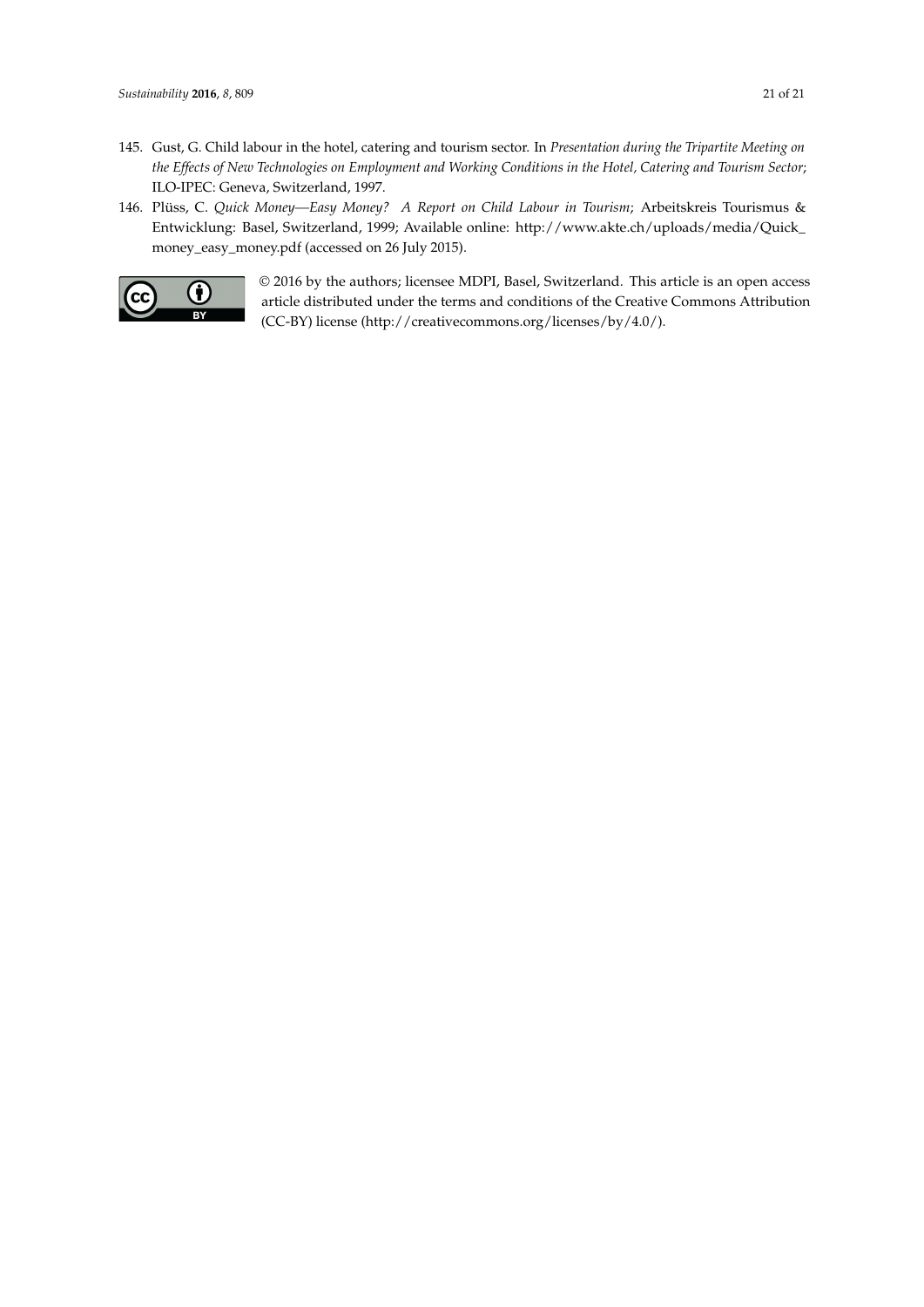145. Gust, G. Child labour in the hotel, catering and tourism sector. In *Presentation during the Tripartite Meeting on the Effects of New Technologies on Employment and Working Conditions in the Hotel, Catering and Tourism Sector*; ILO-IPEC: Geneva, Switzerland, 1997.
146. Plüss, C. *Quick Money—Easy Money? A Report on Child Labour in Tourism*; Arbeitskreis Tourismus & Entwicklung: Basel, Switzerland, 1999; Available online: http://www.akte.ch/uploads/media/Quick_money_easy_money.pdf (accessed on 26 July 2015).

© 2016 by the authors; licensee MDPI, Basel, Switzerland. This article is an open access article distributed under the terms and conditions of the Creative Commons Attribution (CC-BY) license (http://creativecommons.org/licenses/by/4.0/).